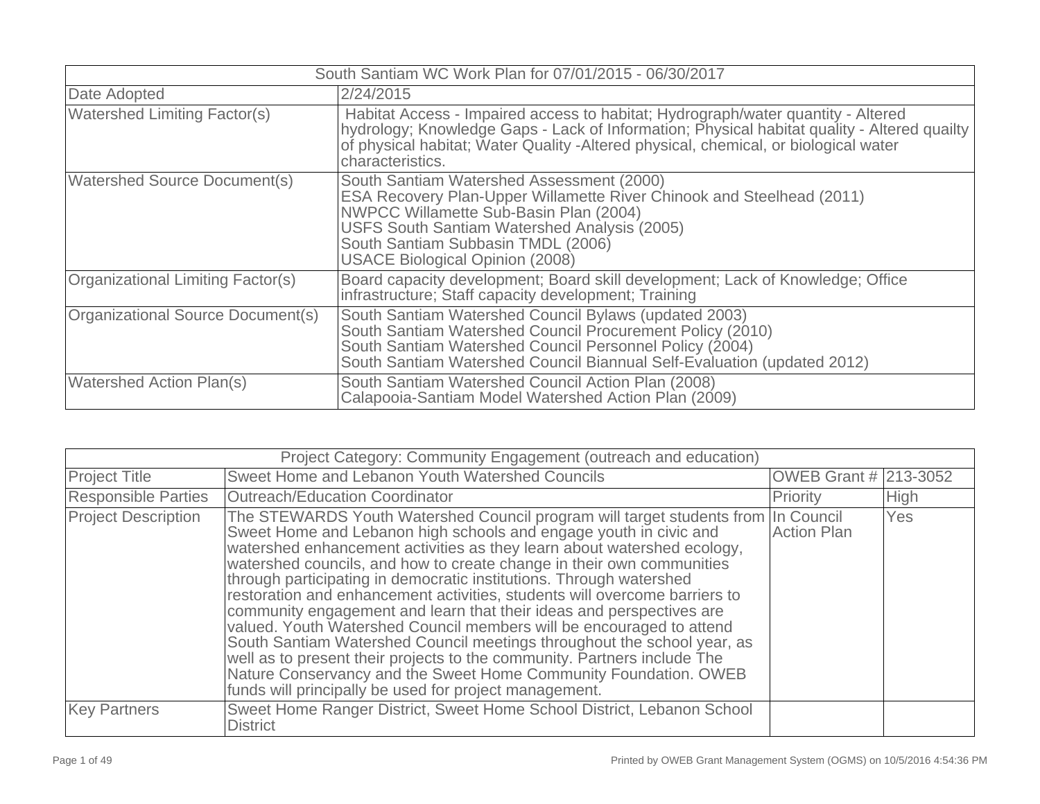| South Santiam WC Work Plan for 07/01/2015 - 06/30/2017 | |
|---|---|
| Date Adopted | 2/24/2015 |
| Watershed Limiting Factor(s) | Habitat Access - Impaired access to habitat; Hydrograph/water quantity - Altered hydrology; Knowledge Gaps - Lack of Information; Physical habitat quality - Altered quailty of physical habitat; Water Quality -Altered physical, chemical, or biological water characteristics. |
| Watershed Source Document(s) | South Santiam Watershed Assessment (2000)<br>ESA Recovery Plan-Upper Willamette River Chinook and Steelhead (2011)<br>NWPCC Willamette Sub-Basin Plan (2004)<br>USFS South Santiam Watershed Analysis (2005)<br>South Santiam Subbasin TMDL (2006)<br>USACE Biological Opinion (2008) |
| Organizational Limiting Factor(s) | Board capacity development; Board skill development; Lack of Knowledge; Office infrastructure; Staff capacity development; Training |
| Organizational Source Document(s) | South Santiam Watershed Council Bylaws (updated 2003)<br>South Santiam Watershed Council Procurement Policy (2010)<br>South Santiam Watershed Council Personnel Policy (2004)<br>South Santiam Watershed Council Biannual Self-Evaluation (updated 2012) |
| Watershed Action Plan(s) | South Santiam Watershed Council Action Plan (2008)<br>Calapooia-Santiam Model Watershed Action Plan (2009) |

| Project Category: Community Engagement (outreach and education) | | | |
|---|---|---|---|
| Project Title | Sweet Home and Lebanon Youth Watershed Councils | OWEB Grant # | 213-3052 |
| Responsible Parties | Outreach/Education Coordinator | Priority | High |
| Project Description | The STEWARDS Youth Watershed Council program will target students from Sweet Home and Lebanon high schools and engage youth in civic and watershed enhancement activities as they learn about watershed ecology, watershed councils, and how to create change in their own communities through participating in democratic institutions. Through watershed restoration and enhancement activities, students will overcome barriers to community engagement and learn that their ideas and perspectives are valued. Youth Watershed Council members will be encouraged to attend South Santiam Watershed Council meetings throughout the school year, as well as to present their projects to the community. Partners include The Nature Conservancy and the Sweet Home Community Foundation. OWEB funds will principally be used for project management. | In Council Action Plan | Yes |
| Key Partners | Sweet Home Ranger District, Sweet Home School District, Lebanon School District | | |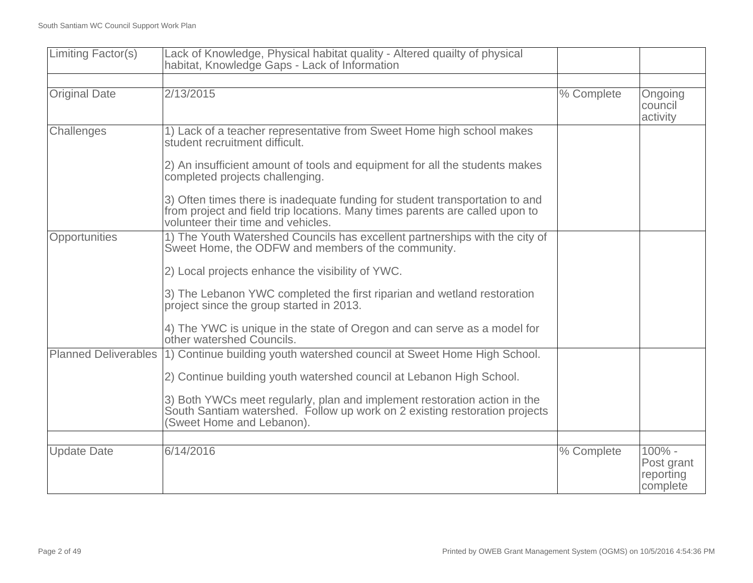| Limiting Factor(s) | Lack of Knowledge, Physical habitat quality - Altered quailty of physical habitat, Knowledge Gaps - Lack of Information | | |
|---|---|---|---|
| | | | |
| Original Date | 2/13/2015 | % Complete | Ongoing council activity |
| Challenges | 1) Lack of a teacher representative from Sweet Home high school makes student recruitment difficult.<br><br>2) An insufficient amount of tools and equipment for all the students makes completed projects challenging.<br><br>3) Often times there is inadequate funding for student transportation to and from project and field trip locations. Many times parents are called upon to volunteer their time and vehicles. | | |
| Opportunities | 1) The Youth Watershed Councils has excellent partnerships with the city of Sweet Home, the ODFW and members of the community.<br><br>2) Local projects enhance the visibility of YWC.<br><br>3) The Lebanon YWC completed the first riparian and wetland restoration project since the group started in 2013.<br><br>4) The YWC is unique in the state of Oregon and can serve as a model for other watershed Councils. | | |
| Planned Deliverables | 1) Continue building youth watershed council at Sweet Home High School.<br><br>2) Continue building youth watershed council at Lebanon High School.<br><br>3) Both YWCs meet regularly, plan and implement restoration action in the South Santiam watershed. Follow up work on 2 existing restoration projects (Sweet Home and Lebanon). | | |
| | | | |
| Update Date | 6/14/2016 | % Complete | 100% - Post grant reporting complete |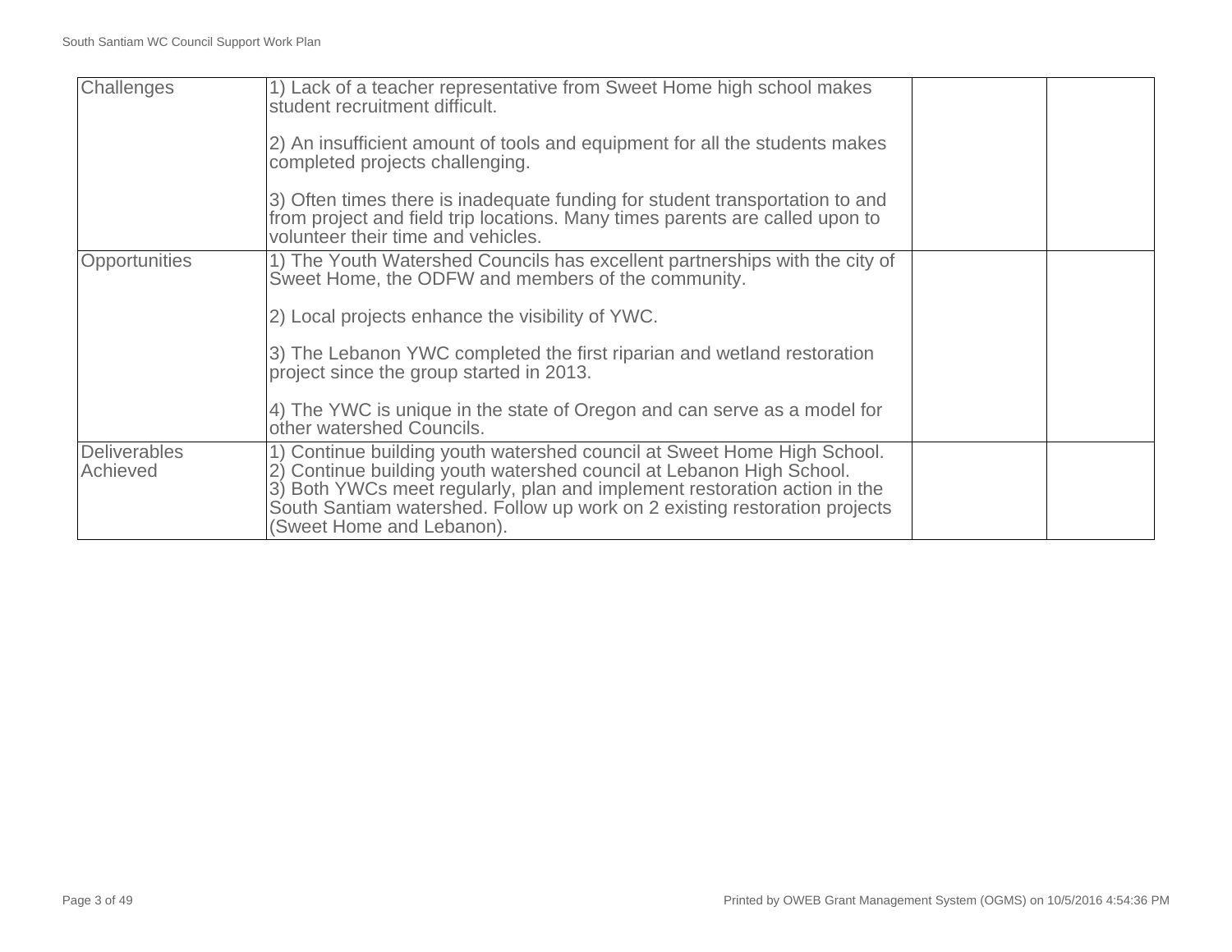| | | | |
|---|---|---|---|
| Challenges | 1) Lack of a teacher representative from Sweet Home high school makes student recruitment difficult.<br><br>2) An insufficient amount of tools and equipment for all the students makes completed projects challenging.<br><br>3) Often times there is inadequate funding for student transportation to and from project and field trip locations. Many times parents are called upon to volunteer their time and vehicles. | | |
| Opportunities | 1) The Youth Watershed Councils has excellent partnerships with the city of Sweet Home, the ODFW and members of the community.<br><br>2) Local projects enhance the visibility of YWC.<br><br>3) The Lebanon YWC completed the first riparian and wetland restoration project since the group started in 2013.<br><br>4) The YWC is unique in the state of Oregon and can serve as a model for other watershed Councils. | | |
| Deliverables Achieved | 1) Continue building youth watershed council at Sweet Home High School.<br>2) Continue building youth watershed council at Lebanon High School.<br>3) Both YWCs meet regularly, plan and implement restoration action in the South Santiam watershed. Follow up work on 2 existing restoration projects (Sweet Home and Lebanon). | | |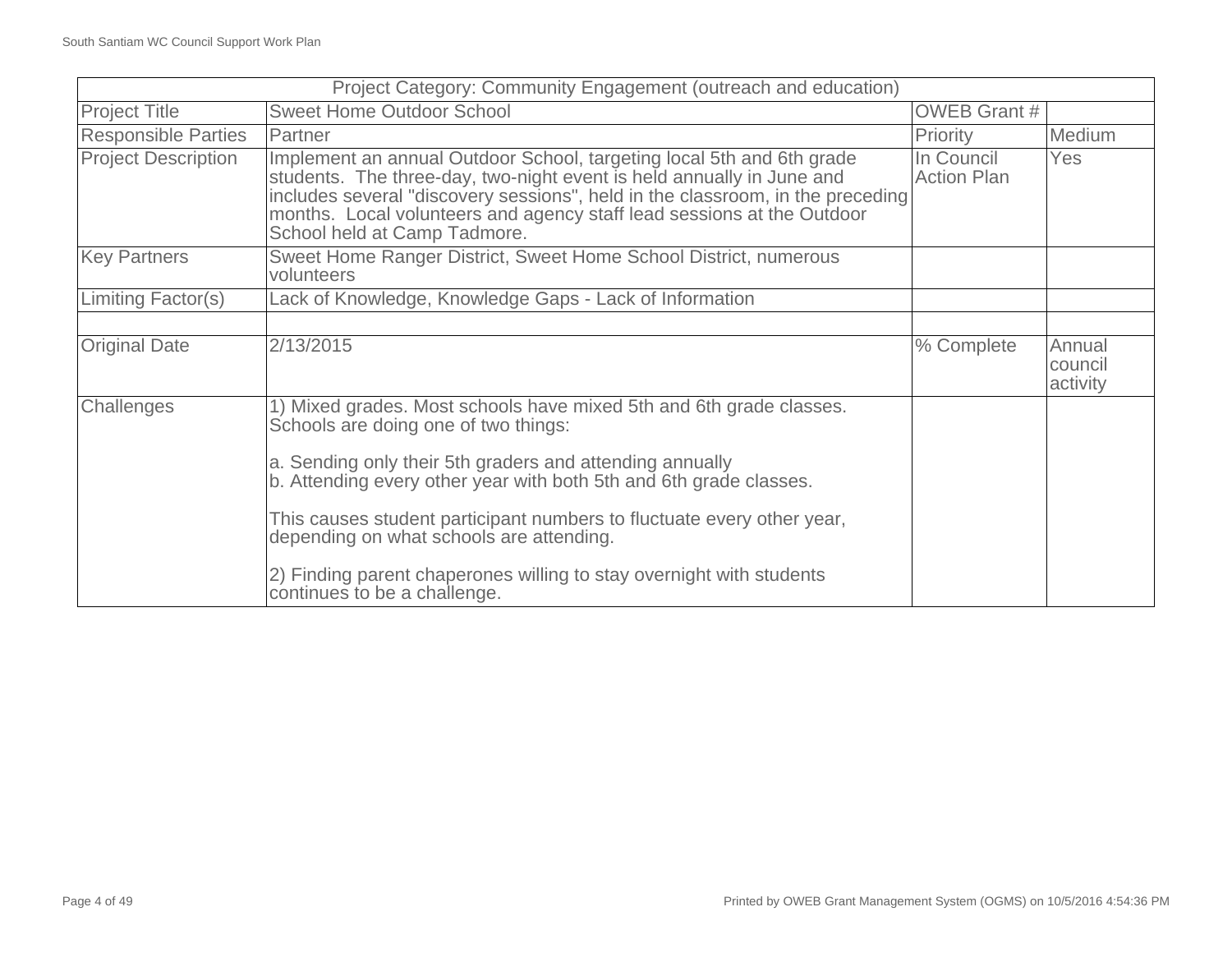| Project Category: Community Engagement (outreach and education) | | | |
|---|---|---|---|
| Project Title | Sweet Home Outdoor School | OWEB Grant # | |
| Responsible Parties | Partner | Priority | Medium |
| Project Description | Implement an annual Outdoor School, targeting local 5th and 6th grade students. The three-day, two-night event is held annually in June and includes several "discovery sessions", held in the classroom, in the preceding months. Local volunteers and agency staff lead sessions at the Outdoor School held at Camp Tadmore. | In Council Action Plan | Yes |
| Key Partners | Sweet Home Ranger District, Sweet Home School District, numerous volunteers | | |
| Limiting Factor(s) | Lack of Knowledge, Knowledge Gaps - Lack of Information | | |
| | | | |
| Original Date | 2/13/2015 | % Complete | Annual council activity |
| Challenges | 1) Mixed grades. Most schools have mixed 5th and 6th grade classes. Schools are doing one of two things:<br><br>a. Sending only their 5th graders and attending annually<br>b. Attending every other year with both 5th and 6th grade classes.<br><br>This causes student participant numbers to fluctuate every other year, depending on what schools are attending.<br><br>2) Finding parent chaperones willing to stay overnight with students continues to be a challenge. | | |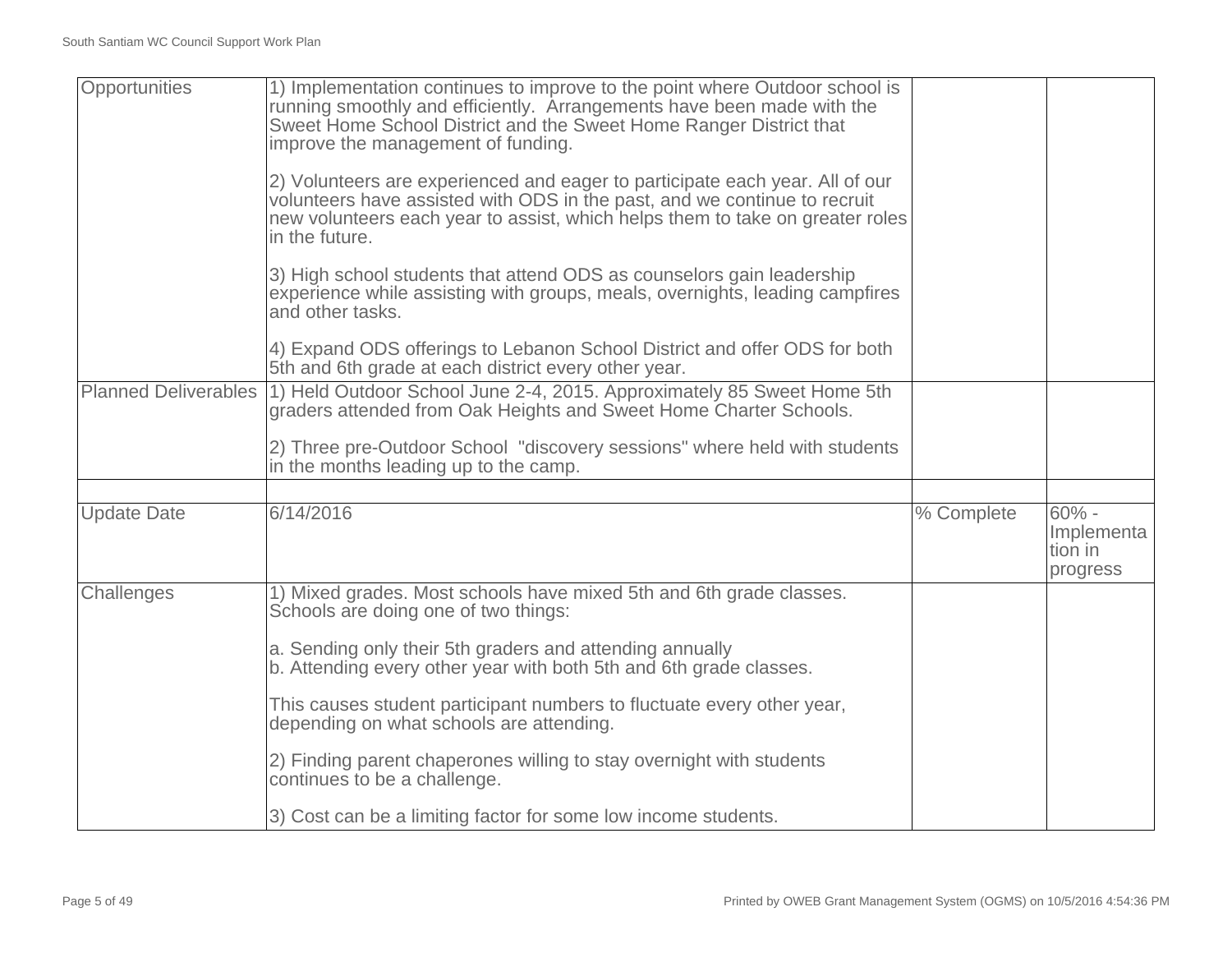| | | | |
|---|---|---|---|
| Opportunities | 1) Implementation continues to improve to the point where Outdoor school is running smoothly and efficiently. Arrangements have been made with the Sweet Home School District and the Sweet Home Ranger District that improve the management of funding.<br><br>2) Volunteers are experienced and eager to participate each year. All of our volunteers have assisted with ODS in the past, and we continue to recruit new volunteers each year to assist, which helps them to take on greater roles in the future.<br><br>3) High school students that attend ODS as counselors gain leadership experience while assisting with groups, meals, overnights, leading campfires and other tasks.<br><br>4) Expand ODS offerings to Lebanon School District and offer ODS for both 5th and 6th grade at each district every other year. | | |
| Planned Deliverables | 1) Held Outdoor School June 2-4, 2015. Approximately 85 Sweet Home 5th graders attended from Oak Heights and Sweet Home Charter Schools.<br><br>2) Three pre-Outdoor School "discovery sessions" where held with students in the months leading up to the camp. | | |
| | | | |
| Update Date | 6/14/2016 | % Complete | 60% - Implementation in progress |
| Challenges | 1) Mixed grades. Most schools have mixed 5th and 6th grade classes. Schools are doing one of two things:<br><br>a. Sending only their 5th graders and attending annually<br>b. Attending every other year with both 5th and 6th grade classes.<br><br>This causes student participant numbers to fluctuate every other year, depending on what schools are attending.<br><br>2) Finding parent chaperones willing to stay overnight with students continues to be a challenge.<br><br>3) Cost can be a limiting factor for some low income students. | | |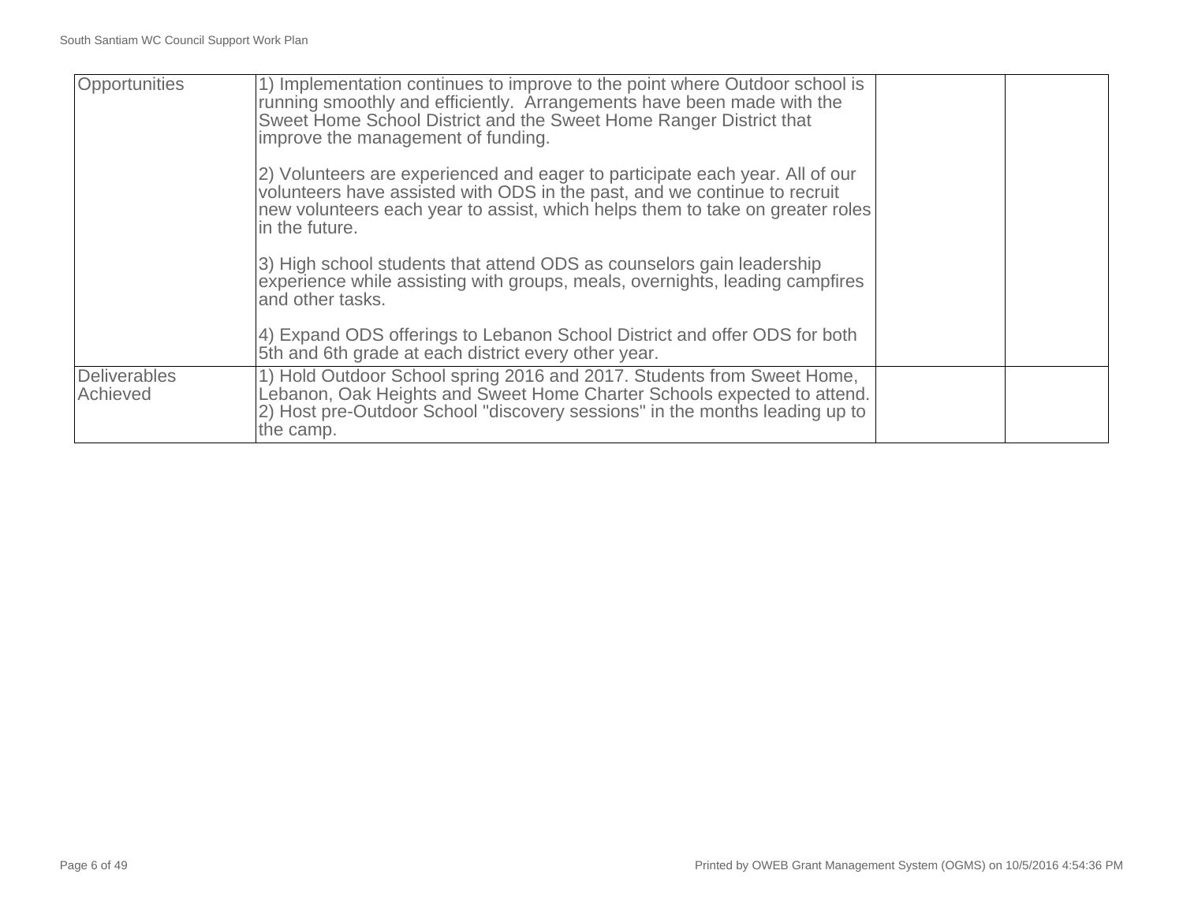| | | | |
|---|---|---|---|
| Opportunities | 1) Implementation continues to improve to the point where Outdoor school is running smoothly and efficiently. Arrangements have been made with the Sweet Home School District and the Sweet Home Ranger District that improve the management of funding.<br><br>2) Volunteers are experienced and eager to participate each year. All of our volunteers have assisted with ODS in the past, and we continue to recruit new volunteers each year to assist, which helps them to take on greater roles in the future.<br><br>3) High school students that attend ODS as counselors gain leadership experience while assisting with groups, meals, overnights, leading campfires and other tasks.<br><br>4) Expand ODS offerings to Lebanon School District and offer ODS for both 5th and 6th grade at each district every other year. | | |
| Deliverables Achieved | 1) Hold Outdoor School spring 2016 and 2017. Students from Sweet Home, Lebanon, Oak Heights and Sweet Home Charter Schools expected to attend.<br>2) Host pre-Outdoor School "discovery sessions" in the months leading up to the camp. | | |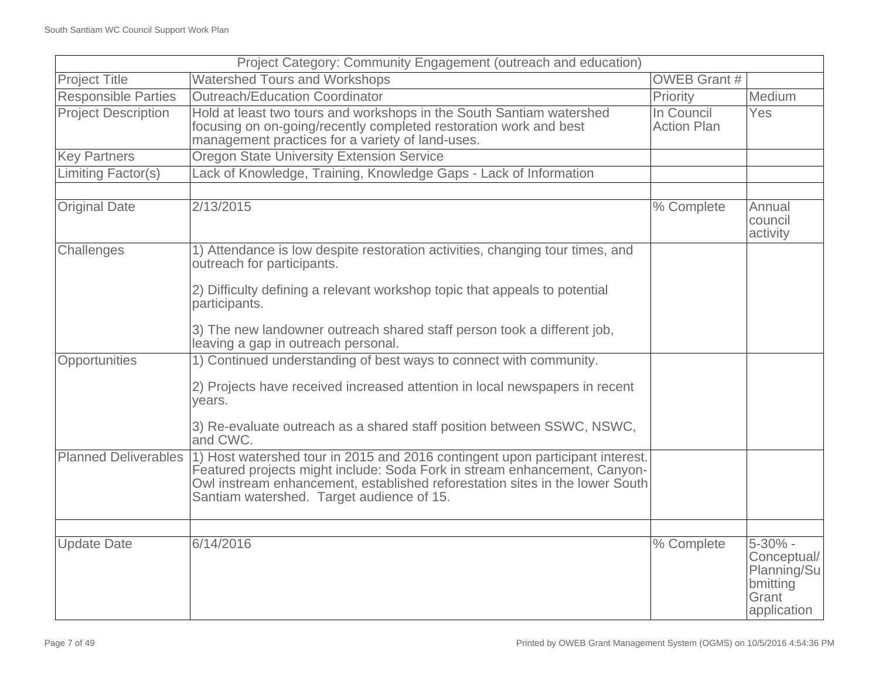| Project Category: Community Engagement (outreach and education) | | | |
|---|---|---|---|
| Project Title | Watershed Tours and Workshops | OWEB Grant # | |
| Responsible Parties | Outreach/Education Coordinator | Priority | Medium |
| Project Description | Hold at least two tours and workshops in the South Santiam watershed focusing on on-going/recently completed restoration work and best management practices for a variety of land-uses. | In Council Action Plan | Yes |
| Key Partners | Oregon State University Extension Service | | |
| Limiting Factor(s) | Lack of Knowledge, Training, Knowledge Gaps - Lack of Information | | |
| | | | |
| Original Date | 2/13/2015 | % Complete | Annual council activity |
| Challenges | 1) Attendance is low despite restoration activities, changing tour times, and outreach for participants.<br><br>2) Difficulty defining a relevant workshop topic that appeals to potential participants.<br><br>3) The new landowner outreach shared staff person took a different job, leaving a gap in outreach personal. | | |
| Opportunities | 1) Continued understanding of best ways to connect with community.<br><br>2) Projects have received increased attention in local newspapers in recent years.<br><br>3) Re-evaluate outreach as a shared staff position between SSWC, NSWC, and CWC. | | |
| Planned Deliverables | 1) Host watershed tour in 2015 and 2016 contingent upon participant interest. Featured projects might include: Soda Fork in stream enhancement, Canyon-Owl instream enhancement, established reforestation sites in the lower South Santiam watershed. Target audience of 15. | | |
| | | | |
| Update Date | 6/14/2016 | % Complete | 5-30% - Conceptual/Planning/Submitting Grant application |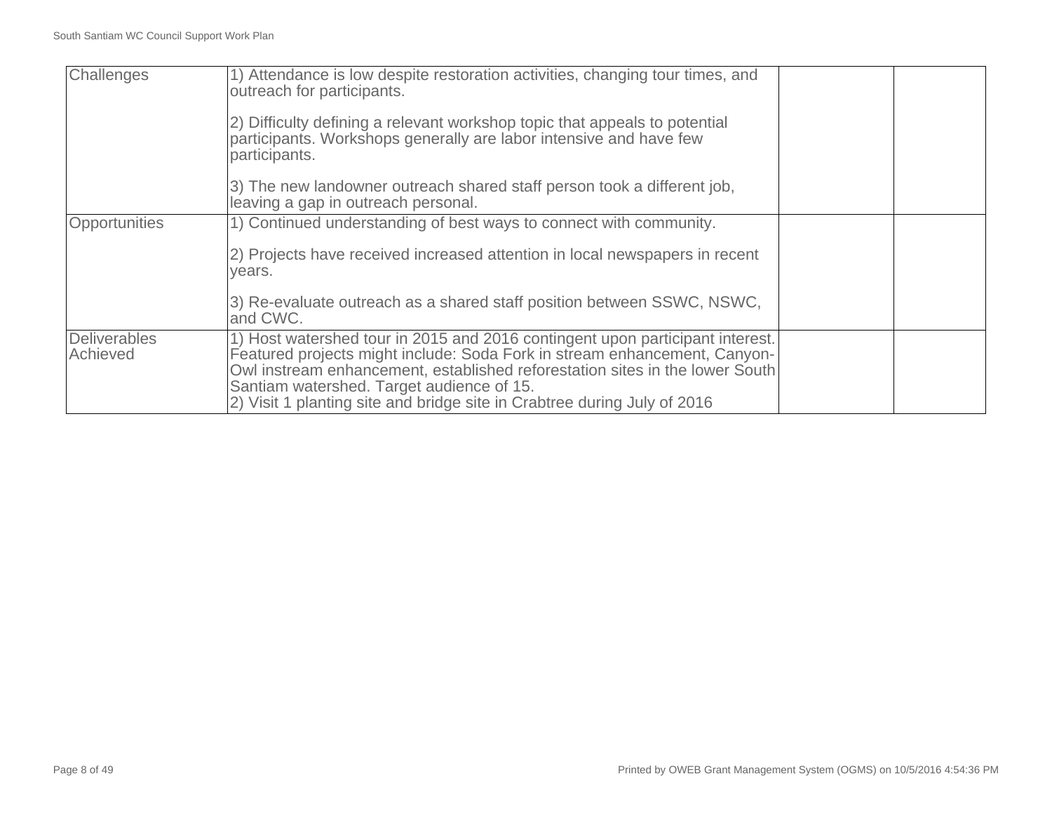| | | | |
|---|---|---|---|
| Challenges | 1) Attendance is low despite restoration activities, changing tour times, and outreach for participants.<br><br>2) Difficulty defining a relevant workshop topic that appeals to potential participants. Workshops generally are labor intensive and have few participants.<br><br>3) The new landowner outreach shared staff person took a different job, leaving a gap in outreach personal. | | |
| Opportunities | 1) Continued understanding of best ways to connect with community.<br><br>2) Projects have received increased attention in local newspapers in recent years.<br><br>3) Re-evaluate outreach as a shared staff position between SSWC, NSWC, and CWC. | | |
| Deliverables Achieved | 1) Host watershed tour in 2015 and 2016 contingent upon participant interest. Featured projects might include: Soda Fork in stream enhancement, Canyon-Owl instream enhancement, established reforestation sites in the lower South Santiam watershed. Target audience of 15.<br>2) Visit 1 planting site and bridge site in Crabtree during July of 2016 | | |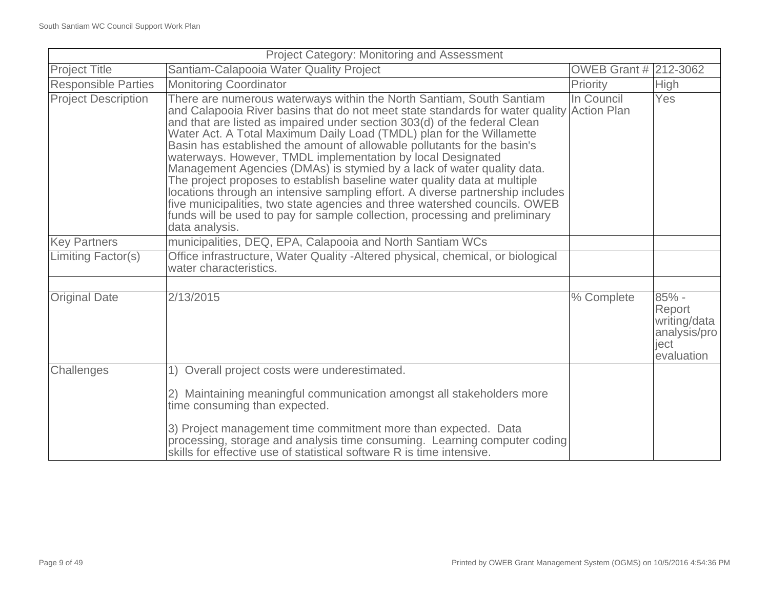| Project Category: Monitoring and Assessment | | | |
|---|---|---|---|
| Project Title | Santiam-Calapooia Water Quality Project | OWEB Grant # | 212-3062 |
| Responsible Parties | Monitoring Coordinator | Priority | High |
| Project Description | There are numerous waterways within the North Santiam, South Santiam and Calapooia River basins that do not meet state standards for water quality and that are listed as impaired under section 303(d) of the federal Clean Water Act. A Total Maximum Daily Load (TMDL) plan for the Willamette Basin has established the amount of allowable pollutants for the basin's waterways. However, TMDL implementation by local Designated Management Agencies (DMAs) is stymied by a lack of water quality data. The project proposes to establish baseline water quality data at multiple locations through an intensive sampling effort. A diverse partnership includes five municipalities, two state agencies and three watershed councils. OWEB funds will be used to pay for sample collection, processing and preliminary data analysis. | In Council Action Plan | Yes |
| Key Partners | municipalities, DEQ, EPA, Calapooia and North Santiam WCs | | |
| Limiting Factor(s) | Office infrastructure, Water Quality -Altered physical, chemical, or biological water characteristics. | | |
| | | | |
| Original Date | 2/13/2015 | % Complete | 85% - Report writing/data analysis/project evaluation |
| Challenges | 1) Overall project costs were underestimated.<br><br>2) Maintaining meaningful communication amongst all stakeholders more time consuming than expected.<br><br>3) Project management time commitment more than expected. Data processing, storage and analysis time consuming. Learning computer coding skills for effective use of statistical software R is time intensive. | | |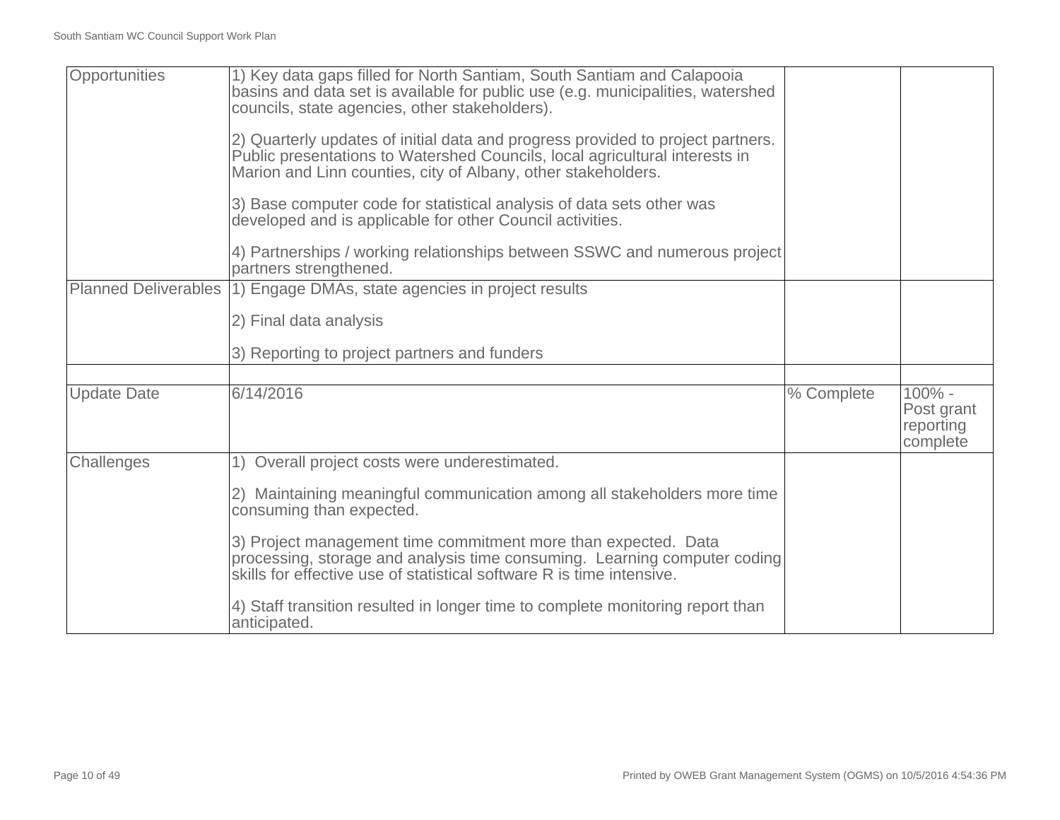| Opportunities | 1) Key data gaps filled for North Santiam, South Santiam and Calapooia basins and data set is available for public use (e.g. municipalities, watershed councils, state agencies, other stakeholders).<br><br>2) Quarterly updates of initial data and progress provided to project partners. Public presentations to Watershed Councils, local agricultural interests in Marion and Linn counties, city of Albany, other stakeholders.<br><br>3) Base computer code for statistical analysis of data sets other was developed and is applicable for other Council activities.<br><br>4) Partnerships / working relationships between SSWC and numerous project partners strengthened. | | |
|---|---|---|---|
| Planned Deliverables | 1) Engage DMAs, state agencies in project results<br><br>2) Final data analysis<br><br>3) Reporting to project partners and funders | | |
| | | | |
| Update Date | 6/14/2016 | % Complete | 100% - Post grant reporting complete |
| Challenges | 1) Overall project costs were underestimated.<br><br>2) Maintaining meaningful communication among all stakeholders more time consuming than expected.<br><br>3) Project management time commitment more than expected. Data processing, storage and analysis time consuming. Learning computer coding skills for effective use of statistical software R is time intensive.<br><br>4) Staff transition resulted in longer time to complete monitoring report than anticipated. | | |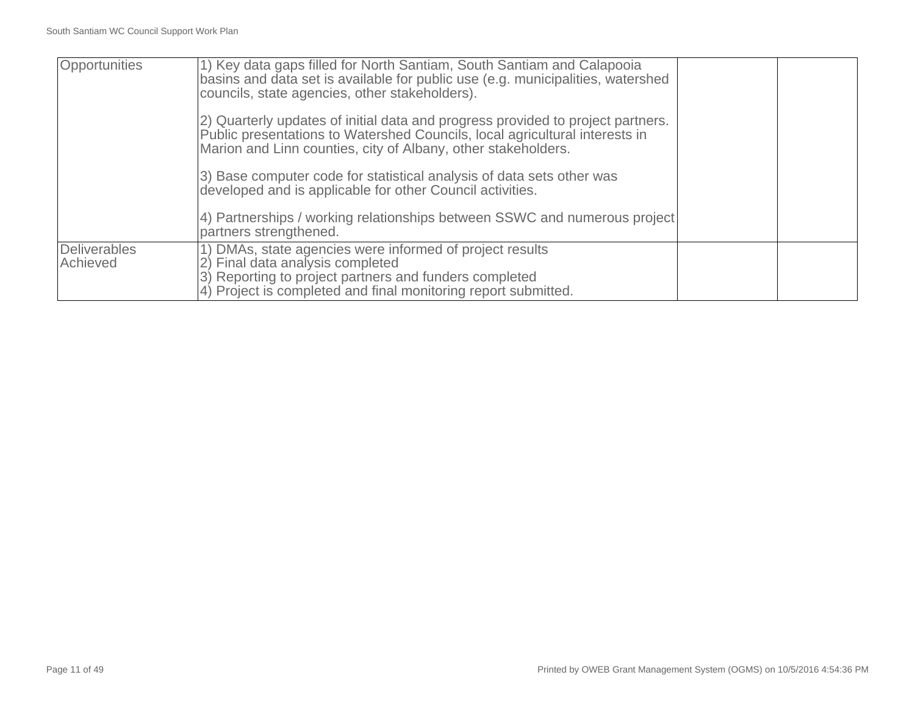| | | | |
|---|---|---|---|
| Opportunities | 1) Key data gaps filled for North Santiam, South Santiam and Calapooia basins and data set is available for public use (e.g. municipalities, watershed councils, state agencies, other stakeholders).<br><br>2) Quarterly updates of initial data and progress provided to project partners. Public presentations to Watershed Councils, local agricultural interests in Marion and Linn counties, city of Albany, other stakeholders.<br><br>3) Base computer code for statistical analysis of data sets other was developed and is applicable for other Council activities.<br><br>4) Partnerships / working relationships between SSWC and numerous project partners strengthened. | | |
| Deliverables Achieved | 1) DMAs, state agencies were informed of project results<br>2) Final data analysis completed<br>3) Reporting to project partners and funders completed<br>4) Project is completed and final monitoring report submitted. | | |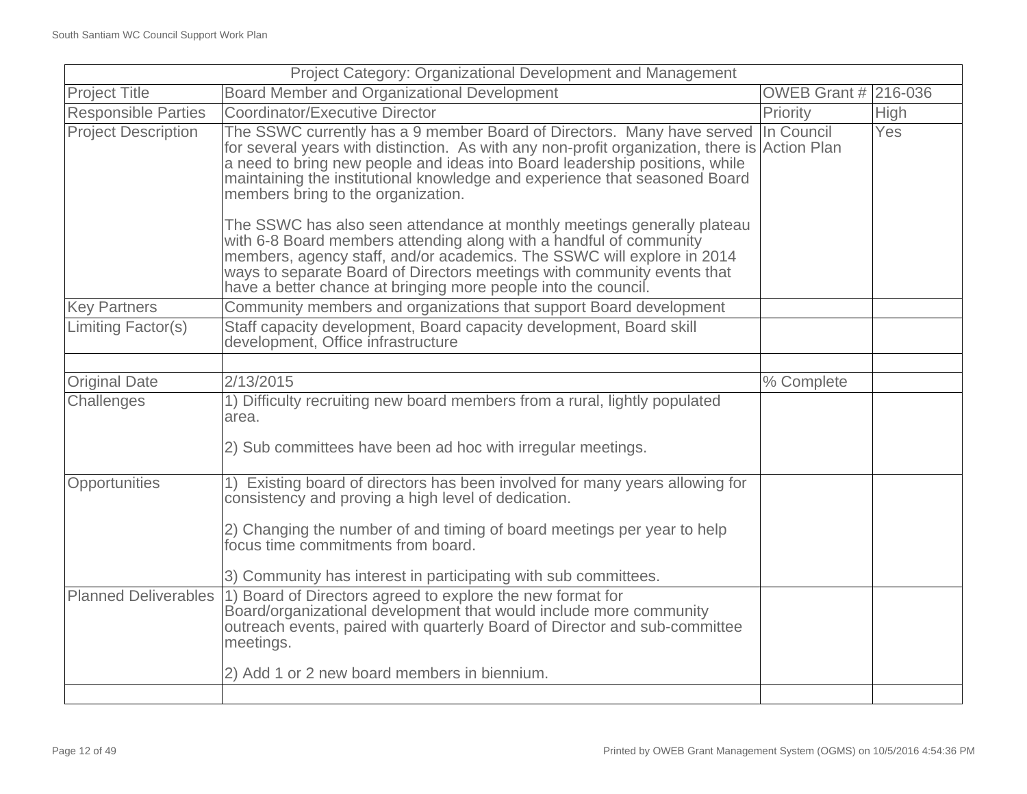| Project Category: Organizational Development and Management | | | |
|---|---|---|---|
| Project Title | Board Member and Organizational Development | OWEB Grant # | 216-036 |
| Responsible Parties | Coordinator/Executive Director | Priority | High |
| Project Description | The SSWC currently has a 9 member Board of Directors. Many have served for several years with distinction. As with any non-profit organization, there is a need to bring new people and ideas into Board leadership positions, while maintaining the institutional knowledge and experience that seasoned Board members bring to the organization.<br><br>The SSWC has also seen attendance at monthly meetings generally plateau with 6-8 Board members attending along with a handful of community members, agency staff, and/or academics. The SSWC will explore in 2014 ways to separate Board of Directors meetings with community events that have a better chance at bringing more people into the council. | In Council Action Plan | Yes |
| Key Partners | Community members and organizations that support Board development | | |
| Limiting Factor(s) | Staff capacity development, Board capacity development, Board skill development, Office infrastructure | | |
| | | | |
| Original Date | 2/13/2015 | % Complete | |
| Challenges | 1) Difficulty recruiting new board members from a rural, lightly populated area.<br><br>2) Sub committees have been ad hoc with irregular meetings. | | |
| Opportunities | 1) Existing board of directors has been involved for many years allowing for consistency and proving a high level of dedication.<br><br>2) Changing the number of and timing of board meetings per year to help focus time commitments from board.<br><br>3) Community has interest in participating with sub committees. | | |
| Planned Deliverables | 1) Board of Directors agreed to explore the new format for Board/organizational development that would include more community outreach events, paired with quarterly Board of Director and sub-committee meetings.<br><br>2) Add 1 or 2 new board members in biennium. | | |
| | | | |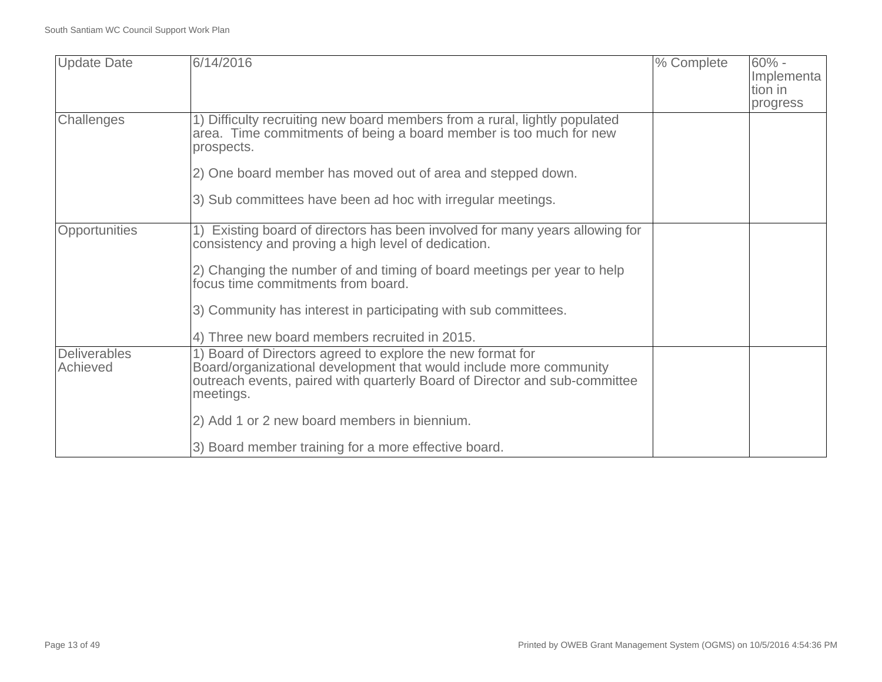| Update Date | 6/14/2016 | % Complete | 60% - Implementation in progress |
|---|---|---|---|
| Challenges | 1) Difficulty recruiting new board members from a rural, lightly populated area. Time commitments of being a board member is too much for new prospects.<br><br>2) One board member has moved out of area and stepped down.<br><br>3) Sub committees have been ad hoc with irregular meetings. | | |
| Opportunities | 1) Existing board of directors has been involved for many years allowing for consistency and proving a high level of dedication.<br><br>2) Changing the number of and timing of board meetings per year to help focus time commitments from board.<br><br>3) Community has interest in participating with sub committees.<br><br>4) Three new board members recruited in 2015. | | |
| Deliverables Achieved | 1) Board of Directors agreed to explore the new format for Board/organizational development that would include more community outreach events, paired with quarterly Board of Director and sub-committee meetings.<br><br>2) Add 1 or 2 new board members in biennium.<br><br>3) Board member training for a more effective board. | | |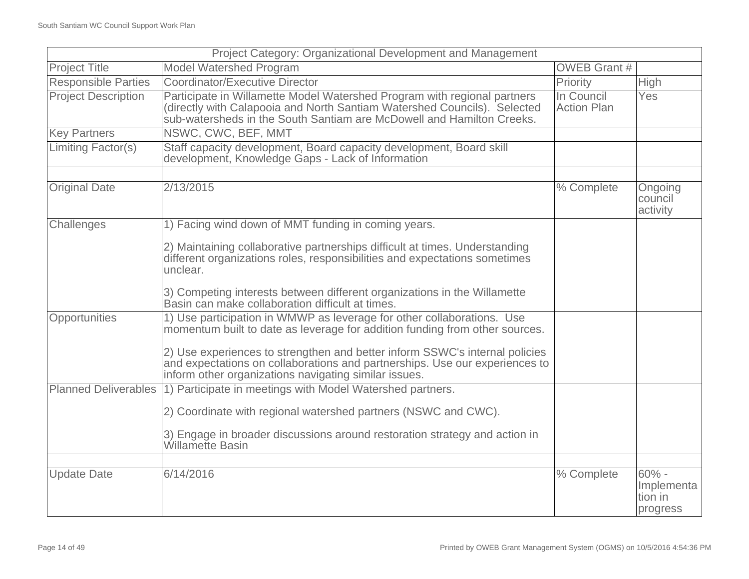| Project Category: Organizational Development and Management | | | |
|---|---|---|---|
| Project Title | Model Watershed Program | OWEB Grant # | |
| Responsible Parties | Coordinator/Executive Director | Priority | High |
| Project Description | Participate in Willamette Model Watershed Program with regional partners (directly with Calapooia and North Santiam Watershed Councils). Selected sub-watersheds in the South Santiam are McDowell and Hamilton Creeks. | In Council Action Plan | Yes |
| Key Partners | NSWC, CWC, BEF, MMT | | |
| Limiting Factor(s) | Staff capacity development, Board capacity development, Board skill development, Knowledge Gaps - Lack of Information | | |
| | | | |
| Original Date | 2/13/2015 | % Complete | Ongoing council activity |
| Challenges | 1) Facing wind down of MMT funding in coming years.<br><br>2) Maintaining collaborative partnerships difficult at times. Understanding different organizations roles, responsibilities and expectations sometimes unclear.<br><br>3) Competing interests between different organizations in the Willamette Basin can make collaboration difficult at times. | | |
| Opportunities | 1) Use participation in WMWP as leverage for other collaborations. Use momentum built to date as leverage for addition funding from other sources.<br><br>2) Use experiences to strengthen and better inform SSWC's internal policies and expectations on collaborations and partnerships. Use our experiences to inform other organizations navigating similar issues. | | |
| Planned Deliverables | 1) Participate in meetings with Model Watershed partners.<br><br>2) Coordinate with regional watershed partners (NSWC and CWC).<br><br>3) Engage in broader discussions around restoration strategy and action in Willamette Basin | | |
| | | | |
| Update Date | 6/14/2016 | % Complete | 60% - Implementation in progress |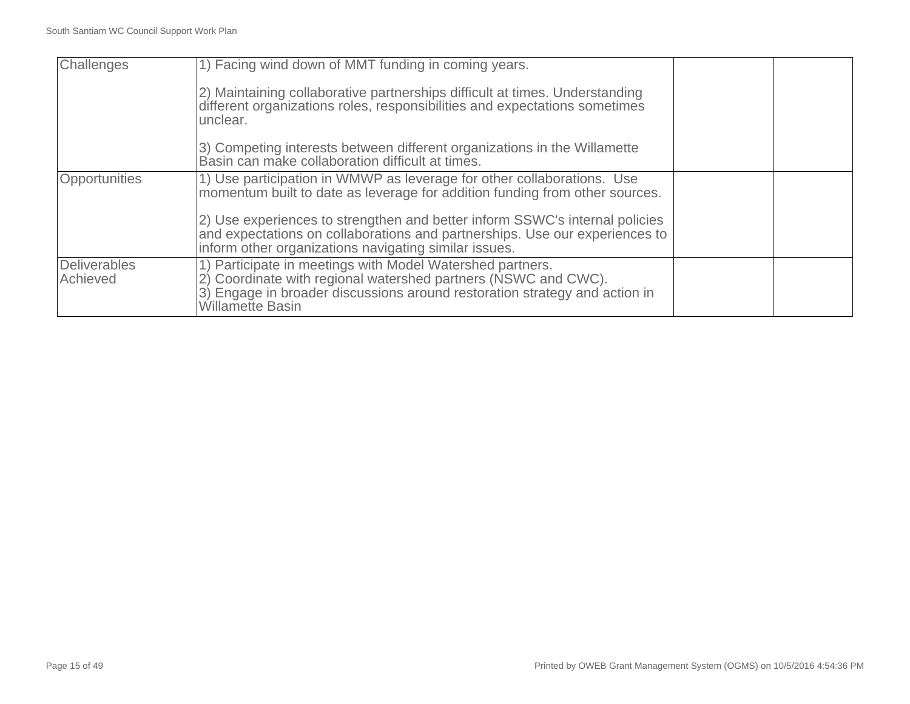| Challenges | 1) Facing wind down of MMT funding in coming years.<br><br>2) Maintaining collaborative partnerships difficult at times. Understanding different organizations roles, responsibilities and expectations sometimes unclear.<br><br>3) Competing interests between different organizations in the Willamette Basin can make collaboration difficult at times. | | |
|---|---|---|---|
| Opportunities | 1) Use participation in WMWP as leverage for other collaborations. Use momentum built to date as leverage for addition funding from other sources.<br><br>2) Use experiences to strengthen and better inform SSWC's internal policies and expectations on collaborations and partnerships. Use our experiences to inform other organizations navigating similar issues. | | |
| Deliverables Achieved | 1) Participate in meetings with Model Watershed partners.<br>2) Coordinate with regional watershed partners (NSWC and CWC).<br>3) Engage in broader discussions around restoration strategy and action in Willamette Basin | | |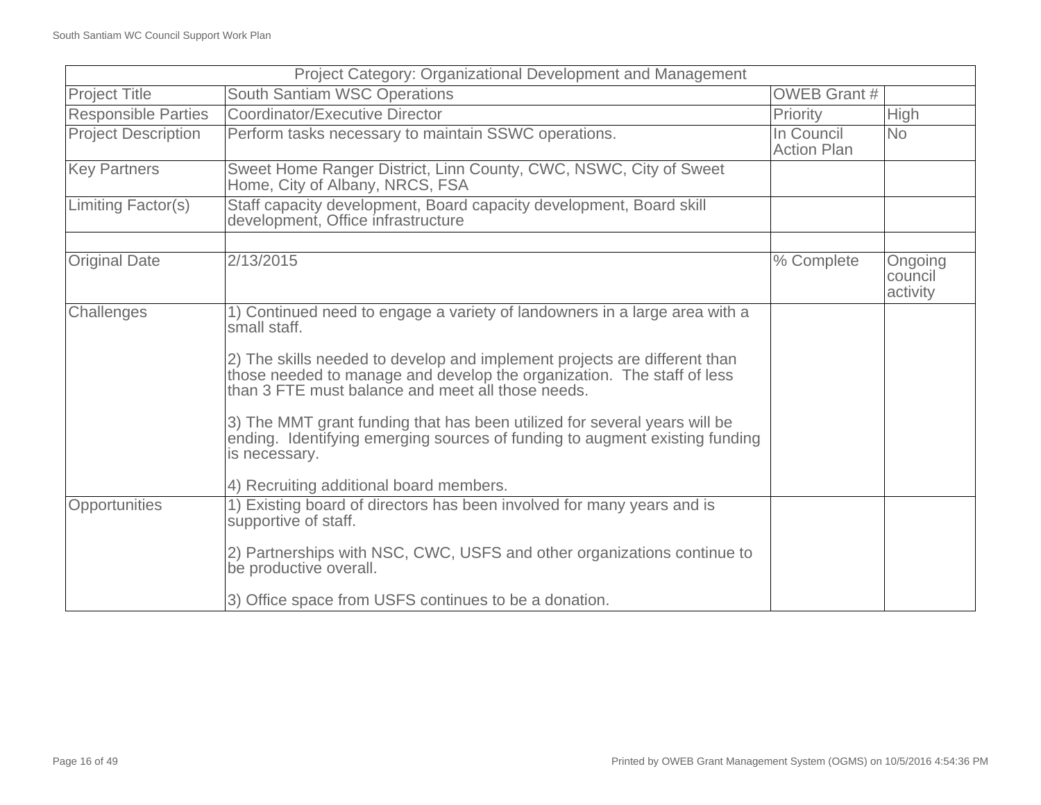| Project Category: Organizational Development and Management | | | |
|---|---|---|---|
| Project Title | South Santiam WSC Operations | OWEB Grant # | |
| Responsible Parties | Coordinator/Executive Director | Priority | High |
| Project Description | Perform tasks necessary to maintain SSWC operations. | In Council Action Plan | No |
| Key Partners | Sweet Home Ranger District, Linn County, CWC, NSWC, City of Sweet Home, City of Albany, NRCS, FSA | | |
| Limiting Factor(s) | Staff capacity development, Board capacity development, Board skill development, Office infrastructure | | |
| | | | |
| Original Date | 2/13/2015 | % Complete | Ongoing council activity |
| Challenges | 1) Continued need to engage a variety of landowners in a large area with a small staff.<br><br>2) The skills needed to develop and implement projects are different than those needed to manage and develop the organization. The staff of less than 3 FTE must balance and meet all those needs.<br><br>3) The MMT grant funding that has been utilized for several years will be ending. Identifying emerging sources of funding to augment existing funding is necessary.<br><br>4) Recruiting additional board members. | | |
| Opportunities | 1) Existing board of directors has been involved for many years and is supportive of staff.<br><br>2) Partnerships with NSC, CWC, USFS and other organizations continue to be productive overall.<br><br>3) Office space from USFS continues to be a donation. | | |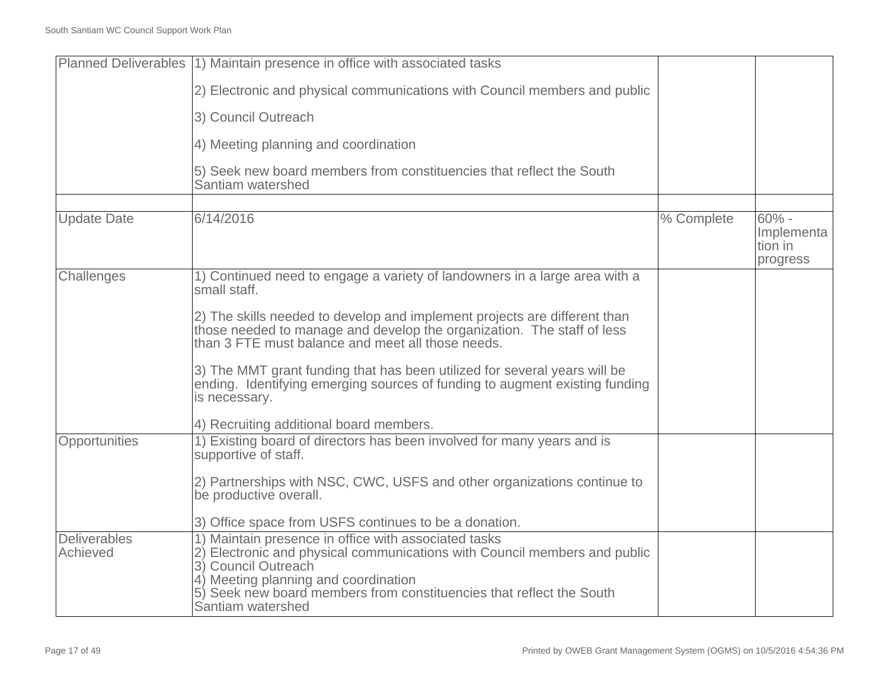| | | | |
|---|---|---|---|
| Planned Deliverables | 1) Maintain presence in office with associated tasks<br><br>2) Electronic and physical communications with Council members and public<br><br>3) Council Outreach<br><br>4) Meeting planning and coordination<br><br>5) Seek new board members from constituencies that reflect the South Santiam watershed | | |
| | | | |
| Update Date | 6/14/2016 | % Complete | 60% - Implementation in progress |
| Challenges | 1) Continued need to engage a variety of landowners in a large area with a small staff.<br><br>2) The skills needed to develop and implement projects are different than those needed to manage and develop the organization. The staff of less than 3 FTE must balance and meet all those needs.<br><br>3) The MMT grant funding that has been utilized for several years will be ending. Identifying emerging sources of funding to augment existing funding is necessary.<br><br>4) Recruiting additional board members. | | |
| Opportunities | 1) Existing board of directors has been involved for many years and is supportive of staff.<br><br>2) Partnerships with NSC, CWC, USFS and other organizations continue to be productive overall.<br><br>3) Office space from USFS continues to be a donation. | | |
| Deliverables Achieved | 1) Maintain presence in office with associated tasks<br>2) Electronic and physical communications with Council members and public<br>3) Council Outreach<br>4) Meeting planning and coordination<br>5) Seek new board members from constituencies that reflect the South Santiam watershed | | |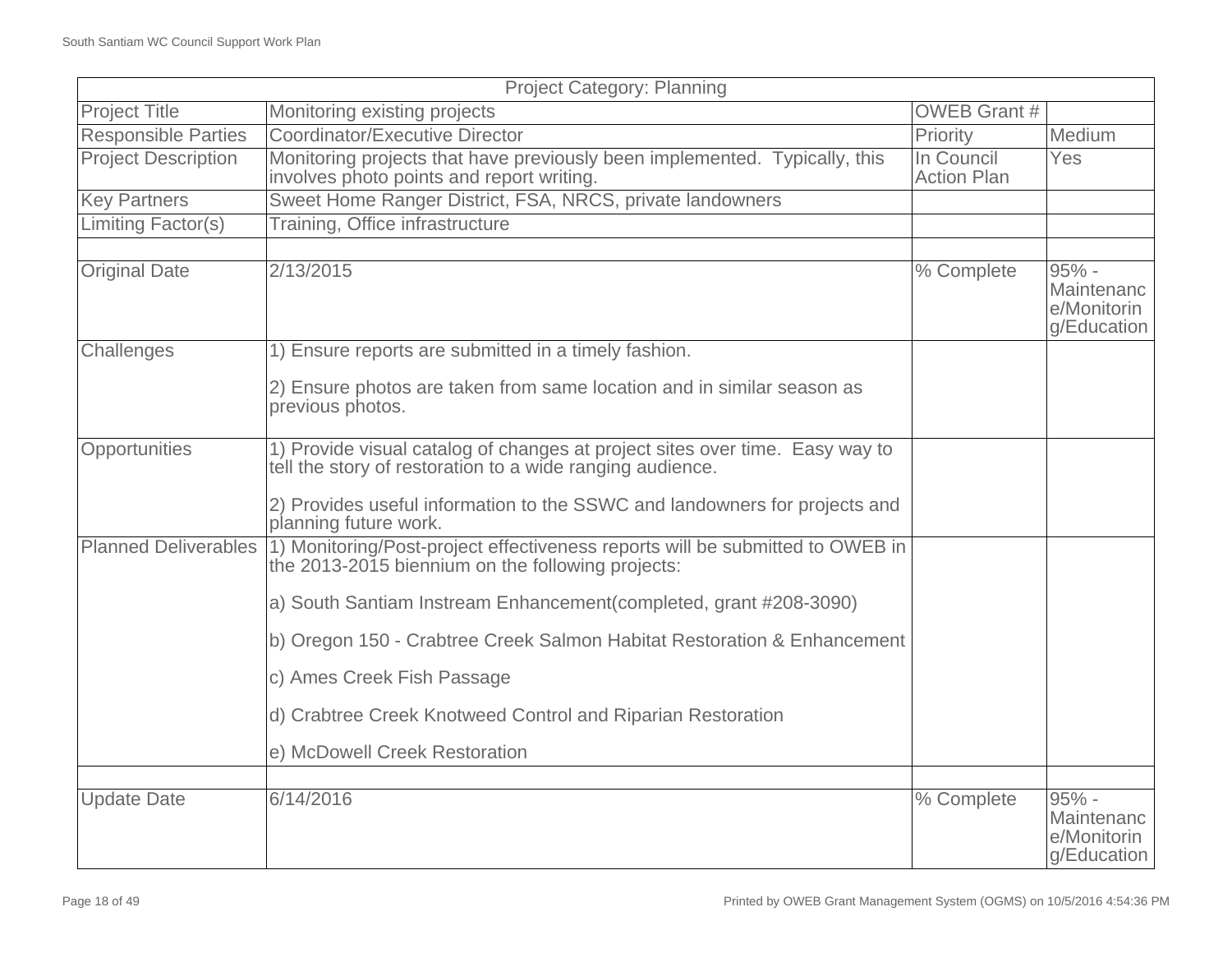| Project Category: Planning | | | |
|---|---|---|---|
| Project Title | Monitoring existing projects | OWEB Grant # | |
| Responsible Parties | Coordinator/Executive Director | Priority | Medium |
| Project Description | Monitoring projects that have previously been implemented. Typically, this involves photo points and report writing. | In Council Action Plan | Yes |
| Key Partners | Sweet Home Ranger District, FSA, NRCS, private landowners | | |
| Limiting Factor(s) | Training, Office infrastructure | | |
| | | | |
| Original Date | 2/13/2015 | % Complete | 95% - Maintenance/Monitoring/Education |
| Challenges | 1) Ensure reports are submitted in a timely fashion.<br><br>2) Ensure photos are taken from same location and in similar season as previous photos. | | |
| Opportunities | 1) Provide visual catalog of changes at project sites over time. Easy way to tell the story of restoration to a wide ranging audience.<br><br>2) Provides useful information to the SSWC and landowners for projects and planning future work. | | |
| Planned Deliverables | 1) Monitoring/Post-project effectiveness reports will be submitted to OWEB in the 2013-2015 biennium on the following projects:<br><br>a) South Santiam Instream Enhancement(completed, grant #208-3090)<br><br>b) Oregon 150 - Crabtree Creek Salmon Habitat Restoration & Enhancement<br><br>c) Ames Creek Fish Passage<br><br>d) Crabtree Creek Knotweed Control and Riparian Restoration<br><br>e) McDowell Creek Restoration | | |
| | | | |
| Update Date | 6/14/2016 | % Complete | 95% - Maintenance/Monitoring/Education |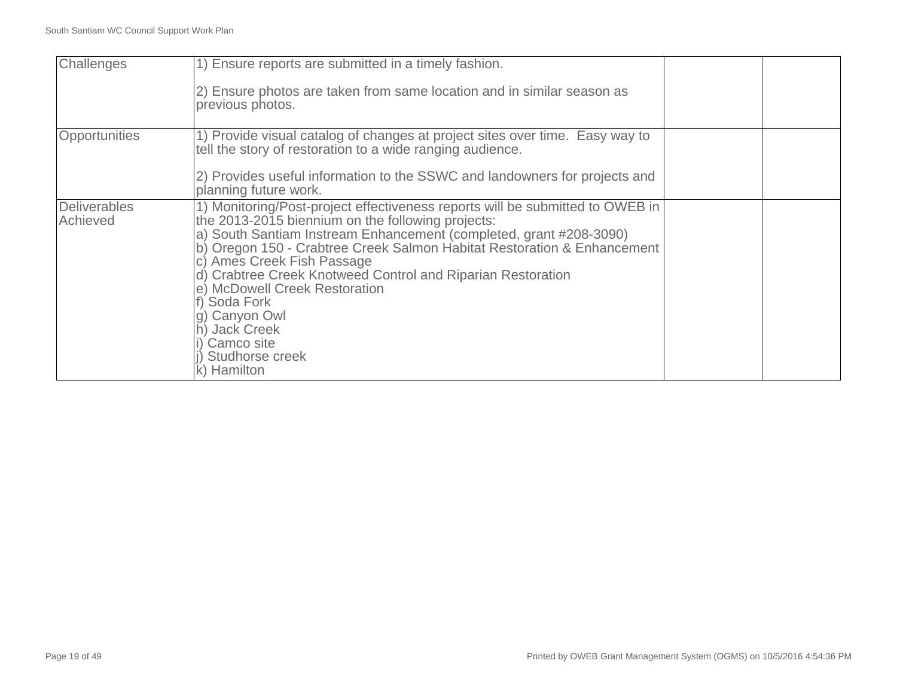| Challenges | 1) Ensure reports are submitted in a timely fashion.<br><br>2) Ensure photos are taken from same location and in similar season as previous photos. | | |
|---|---|---|---|
| Opportunities | 1) Provide visual catalog of changes at project sites over time.  Easy way to tell the story of restoration to a wide ranging audience.<br><br>2) Provides useful information to the SSWC and landowners for projects and planning future work. | | |
| Deliverables Achieved | 1) Monitoring/Post-project effectiveness reports will be submitted to OWEB in the 2013-2015 biennium on the following projects:<br>a) South Santiam Instream Enhancement (completed, grant #208-3090)<br>b) Oregon 150 - Crabtree Creek Salmon Habitat Restoration & Enhancement<br>c) Ames Creek Fish Passage<br>d) Crabtree Creek Knotweed Control and Riparian Restoration<br>e) McDowell Creek Restoration<br>f) Soda Fork<br>g) Canyon Owl<br>h) Jack Creek<br>i) Camco site<br>j) Studhorse creek<br>k) Hamilton | | |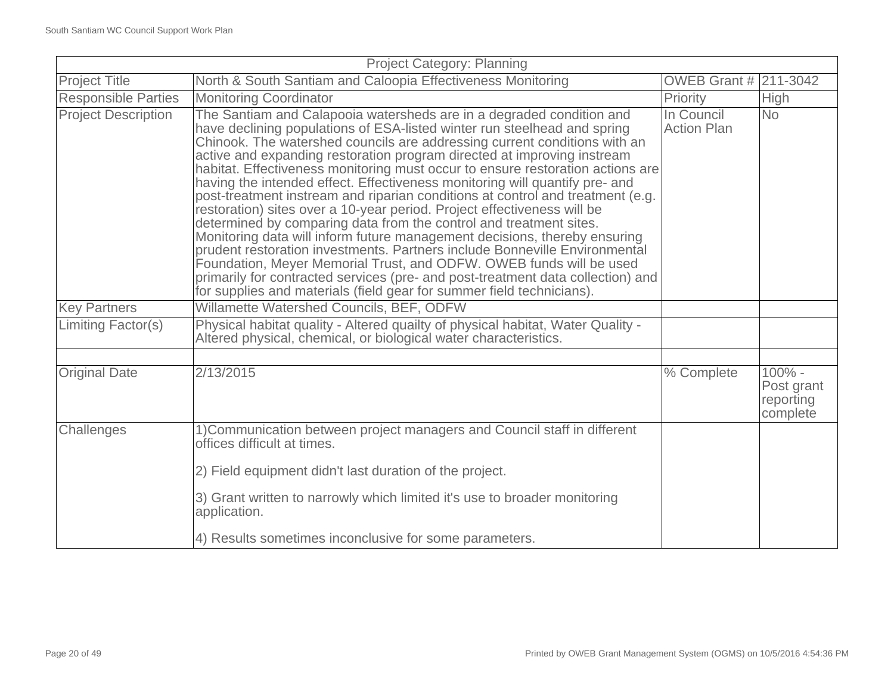| Project Category: Planning | | | |
|---|---|---|---|
| Project Title | North & South Santiam and Caloopia Effectiveness Monitoring | OWEB Grant # | 211-3042 |
| Responsible Parties | Monitoring Coordinator | Priority | High |
| Project Description | The Santiam and Calapooia watersheds are in a degraded condition and have declining populations of ESA-listed winter run steelhead and spring Chinook. The watershed councils are addressing current conditions with an active and expanding restoration program directed at improving instream habitat. Effectiveness monitoring must occur to ensure restoration actions are having the intended effect. Effectiveness monitoring will quantify pre- and post-treatment instream and riparian conditions at control and treatment (e.g. restoration) sites over a 10-year period. Project effectiveness will be determined by comparing data from the control and treatment sites. Monitoring data will inform future management decisions, thereby ensuring prudent restoration investments. Partners include Bonneville Environmental Foundation, Meyer Memorial Trust, and ODFW. OWEB funds will be used primarily for contracted services (pre- and post-treatment data collection) and for supplies and materials (field gear for summer field technicians). | In Council Action Plan | No |
| Key Partners | Willamette Watershed Councils, BEF, ODFW | | |
| Limiting Factor(s) | Physical habitat quality - Altered quailty of physical habitat, Water Quality - Altered physical, chemical, or biological water characteristics. | | |
| | | | |
| Original Date | 2/13/2015 | % Complete | 100% - Post grant reporting complete |
| Challenges | 1)Communication between project managers and Council staff in different offices difficult at times.<br><br>2) Field equipment didn't last duration of the project.<br><br>3) Grant written to narrowly which limited it's use to broader monitoring application.<br><br>4) Results sometimes inconclusive for some parameters. | | |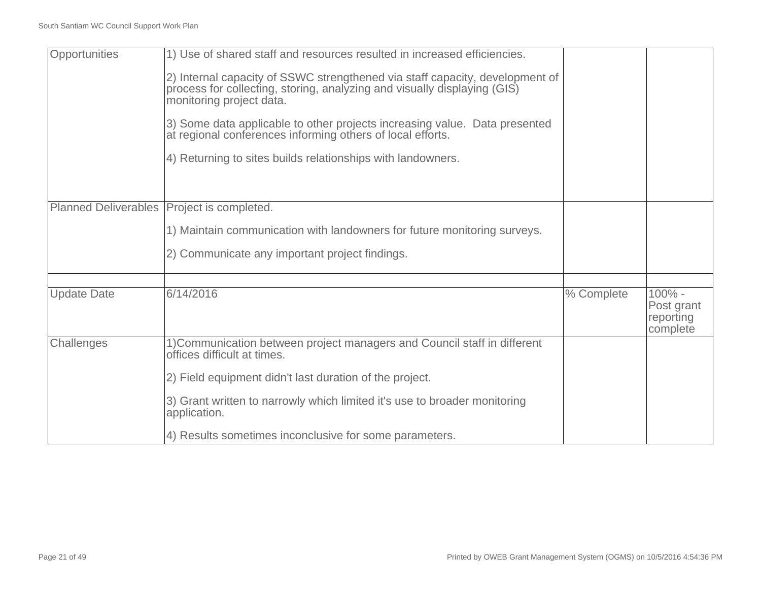| | | | |
|---|---|---|---|
| Opportunities | 1) Use of shared staff and resources resulted in increased efficiencies.<br><br>2) Internal capacity of SSWC strengthened via staff capacity, development of process for collecting, storing, analyzing and visually displaying (GIS) monitoring project data.<br><br>3) Some data applicable to other projects increasing value. Data presented at regional conferences informing others of local efforts.<br><br>4) Returning to sites builds relationships with landowners. | | |
| Planned Deliverables | Project is completed.<br><br>1) Maintain communication with landowners for future monitoring surveys.<br><br>2) Communicate any important project findings. | | |
| | | | |
| Update Date | 6/14/2016 | % Complete | 100% - Post grant reporting complete |
| Challenges | 1)Communication between project managers and Council staff in different offices difficult at times.<br><br>2) Field equipment didn't last duration of the project.<br><br>3) Grant written to narrowly which limited it's use to broader monitoring application.<br><br>4) Results sometimes inconclusive for some parameters. | | |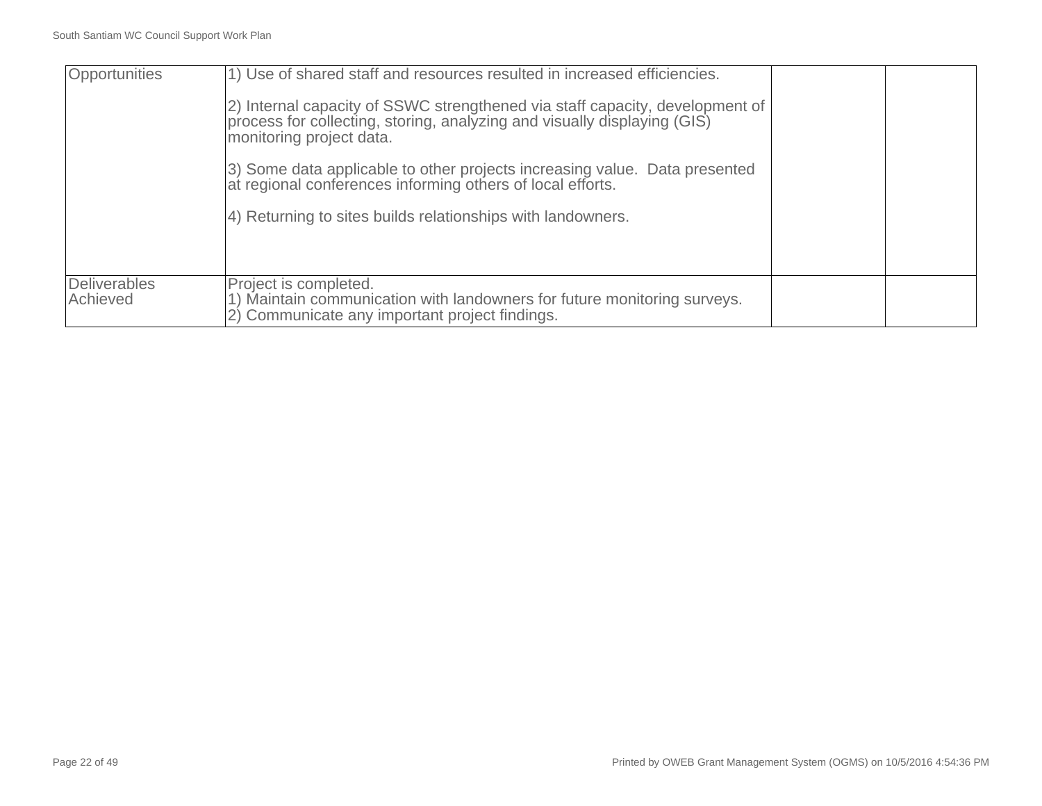| | | | |
|---|---|---|---|
| Opportunities | 1) Use of shared staff and resources resulted in increased efficiencies.<br><br>2) Internal capacity of SSWC strengthened via staff capacity, development of process for collecting, storing, analyzing and visually displaying (GIS) monitoring project data.<br><br>3) Some data applicable to other projects increasing value. Data presented at regional conferences informing others of local efforts.<br><br>4) Returning to sites builds relationships with landowners. | | |
| Deliverables Achieved | Project is completed.<br>1) Maintain communication with landowners for future monitoring surveys.<br>2) Communicate any important project findings. | | |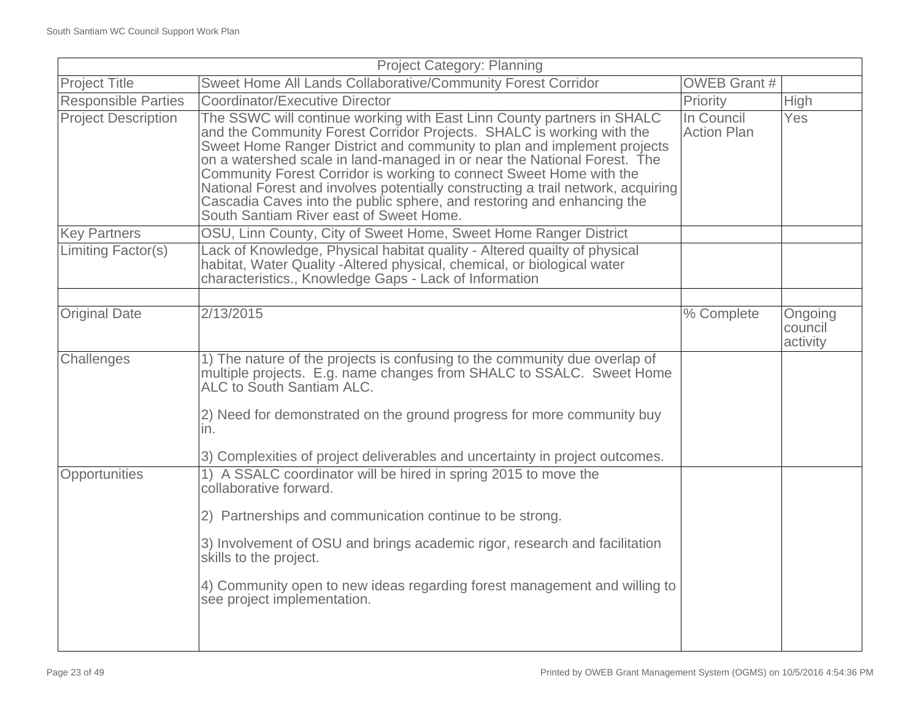| Project Category: Planning | | | |
|---|---|---|---|
| Project Title | Sweet Home All Lands Collaborative/Community Forest Corridor | OWEB Grant # | |
| Responsible Parties | Coordinator/Executive Director | Priority | High |
| Project Description | The SSWC will continue working with East Linn County partners in SHALC and the Community Forest Corridor Projects. SHALC is working with the Sweet Home Ranger District and community to plan and implement projects on a watershed scale in land-managed in or near the National Forest. The Community Forest Corridor is working to connect Sweet Home with the National Forest and involves potentially constructing a trail network, acquiring Cascadia Caves into the public sphere, and restoring and enhancing the South Santiam River east of Sweet Home. | In Council Action Plan | Yes |
| Key Partners | OSU, Linn County, City of Sweet Home, Sweet Home Ranger District | | |
| Limiting Factor(s) | Lack of Knowledge, Physical habitat quality - Altered quailty of physical habitat, Water Quality -Altered physical, chemical, or biological water characteristics., Knowledge Gaps - Lack of Information | | |
| | | | |
| Original Date | 2/13/2015 | % Complete | Ongoing council activity |
| Challenges | 1) The nature of the projects is confusing to the community due overlap of multiple projects. E.g. name changes from SHALC to SSALC. Sweet Home ALC to South Santiam ALC.<br><br>2) Need for demonstrated on the ground progress for more community buy in.<br><br>3) Complexities of project deliverables and uncertainty in project outcomes. | | |
| Opportunities | 1) A SSALC coordinator will be hired in spring 2015 to move the collaborative forward.<br><br>2) Partnerships and communication continue to be strong.<br><br>3) Involvement of OSU and brings academic rigor, research and facilitation skills to the project.<br><br>4) Community open to new ideas regarding forest management and willing to see project implementation. | | |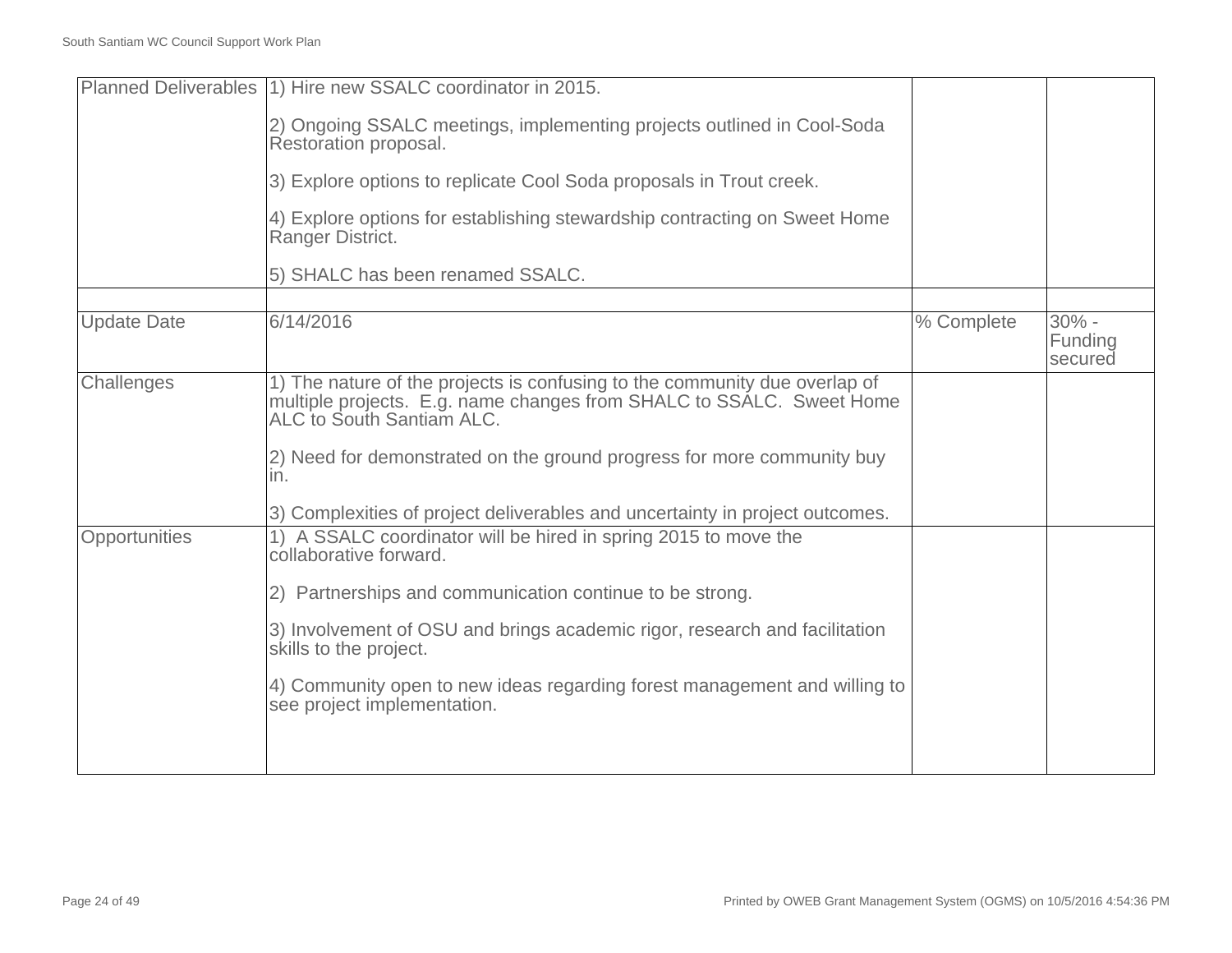| Planned Deliverables | 1) Hire new SSALC coordinator in 2015.<br><br>2) Ongoing SSALC meetings, implementing projects outlined in Cool-Soda Restoration proposal.<br><br>3) Explore options to replicate Cool Soda proposals in Trout creek.<br><br>4) Explore options for establishing stewardship contracting on Sweet Home Ranger District.<br><br>5) SHALC has been renamed SSALC. | | |
|---|---|---|---|
| | | | |
| Update Date | 6/14/2016 | % Complete | 30% - Funding secured |
| Challenges | 1) The nature of the projects is confusing to the community due overlap of multiple projects. E.g. name changes from SHALC to SSALC. Sweet Home ALC to South Santiam ALC.<br><br>2) Need for demonstrated on the ground progress for more community buy in.<br><br>3) Complexities of project deliverables and uncertainty in project outcomes. | | |
| Opportunities | 1) A SSALC coordinator will be hired in spring 2015 to move the collaborative forward.<br><br>2) Partnerships and communication continue to be strong.<br><br>3) Involvement of OSU and brings academic rigor, research and facilitation skills to the project.<br><br>4) Community open to new ideas regarding forest management and willing to see project implementation. | | |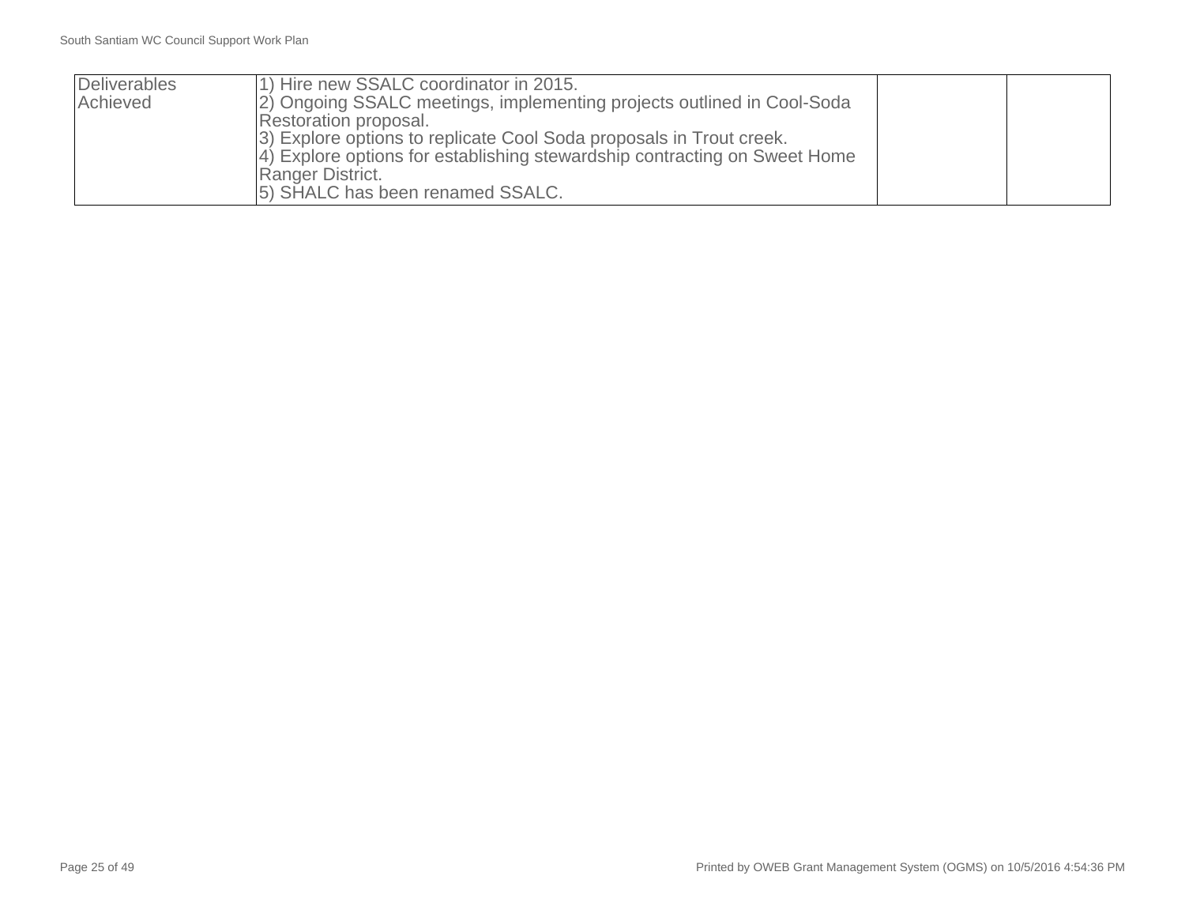| Deliverables Achieved | 1) Hire new SSALC coordinator in 2015.<br>2) Ongoing SSALC meetings, implementing projects outlined in Cool-Soda Restoration proposal.<br>3) Explore options to replicate Cool Soda proposals in Trout creek.<br>4) Explore options for establishing stewardship contracting on Sweet Home Ranger District.<br>5) SHALC has been renamed SSALC. | | |
|---|---|---|---|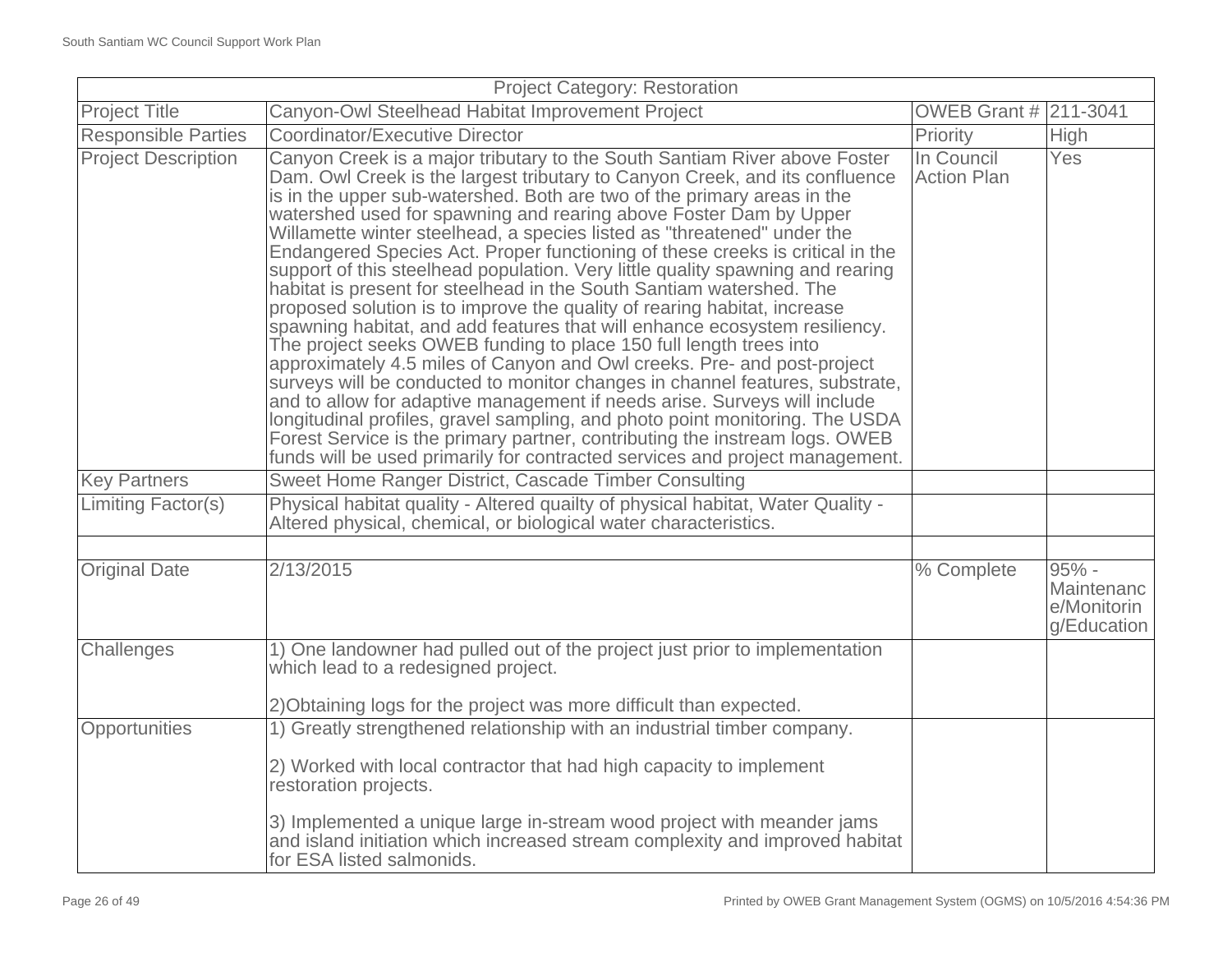| Project Category: Restoration | | | |
|---|---|---|---|
| Project Title | Canyon-Owl Steelhead Habitat Improvement Project | OWEB Grant # | 211-3041 |
| Responsible Parties | Coordinator/Executive Director | Priority | High |
| Project Description | Canyon Creek is a major tributary to the South Santiam River above Foster Dam. Owl Creek is the largest tributary to Canyon Creek, and its confluence is in the upper sub-watershed. Both are two of the primary areas in the watershed used for spawning and rearing above Foster Dam by Upper Willamette winter steelhead, a species listed as "threatened" under the Endangered Species Act. Proper functioning of these creeks is critical in the support of this steelhead population. Very little quality spawning and rearing habitat is present for steelhead in the South Santiam watershed. The proposed solution is to improve the quality of rearing habitat, increase spawning habitat, and add features that will enhance ecosystem resiliency. The project seeks OWEB funding to place 150 full length trees into approximately 4.5 miles of Canyon and Owl creeks. Pre- and post-project surveys will be conducted to monitor changes in channel features, substrate, and to allow for adaptive management if needs arise. Surveys will include longitudinal profiles, gravel sampling, and photo point monitoring. The USDA Forest Service is the primary partner, contributing the instream logs. OWEB funds will be used primarily for contracted services and project management. | In Council Action Plan | Yes |
| Key Partners | Sweet Home Ranger District, Cascade Timber Consulting | | |
| Limiting Factor(s) | Physical habitat quality - Altered quailty of physical habitat, Water Quality - Altered physical, chemical, or biological water characteristics. | | |
| | | | |
| Original Date | 2/13/2015 | % Complete | 95% - Maintenance/Monitoring/Education |
| Challenges | 1) One landowner had pulled out of the project just prior to implementation which lead to a redesigned project.<br><br>2)Obtaining logs for the project was more difficult than expected. | | |
| Opportunities | 1) Greatly strengthened relationship with an industrial timber company.<br><br>2) Worked with local contractor that had high capacity to implement restoration projects.<br><br>3) Implemented a unique large in-stream wood project with meander jams and island initiation which increased stream complexity and improved habitat for ESA listed salmonids. | | |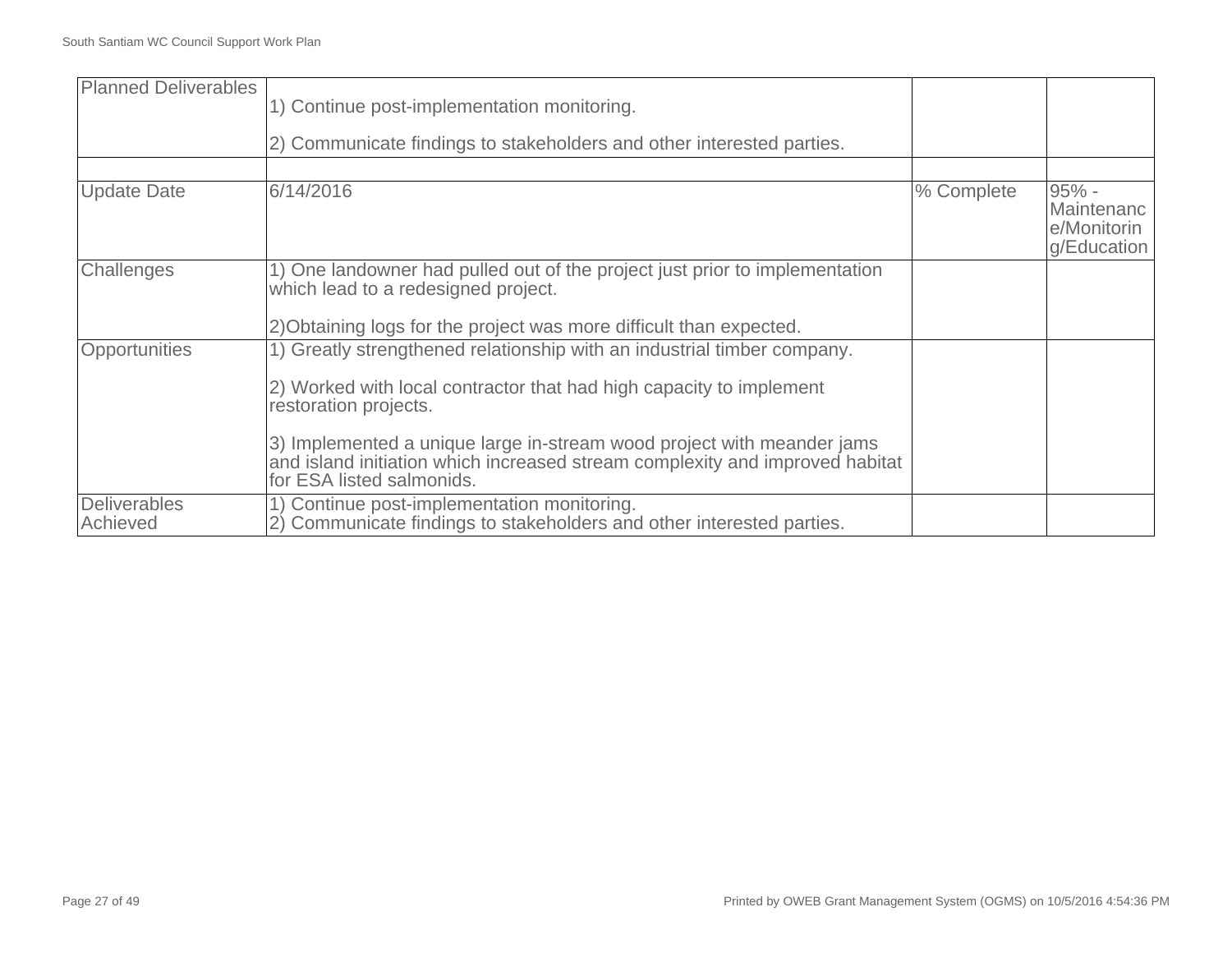| Planned Deliverables | 1) Continue post-implementation monitoring.<br><br>2) Communicate findings to stakeholders and other interested parties. | | |
|---|---|---|---|
| | | | |
| Update Date | 6/14/2016 | % Complete | 95% - Maintenance/Monitoring/Education |
| Challenges | 1) One landowner had pulled out of the project just prior to implementation which lead to a redesigned project.<br><br>2)Obtaining logs for the project was more difficult than expected. | | |
| Opportunities | 1) Greatly strengthened relationship with an industrial timber company.<br><br>2) Worked with local contractor that had high capacity to implement restoration projects.<br><br>3) Implemented a unique large in-stream wood project with meander jams and island initiation which increased stream complexity and improved habitat for ESA listed salmonids. | | |
| Deliverables Achieved | 1) Continue post-implementation monitoring.<br>2) Communicate findings to stakeholders and other interested parties. | | |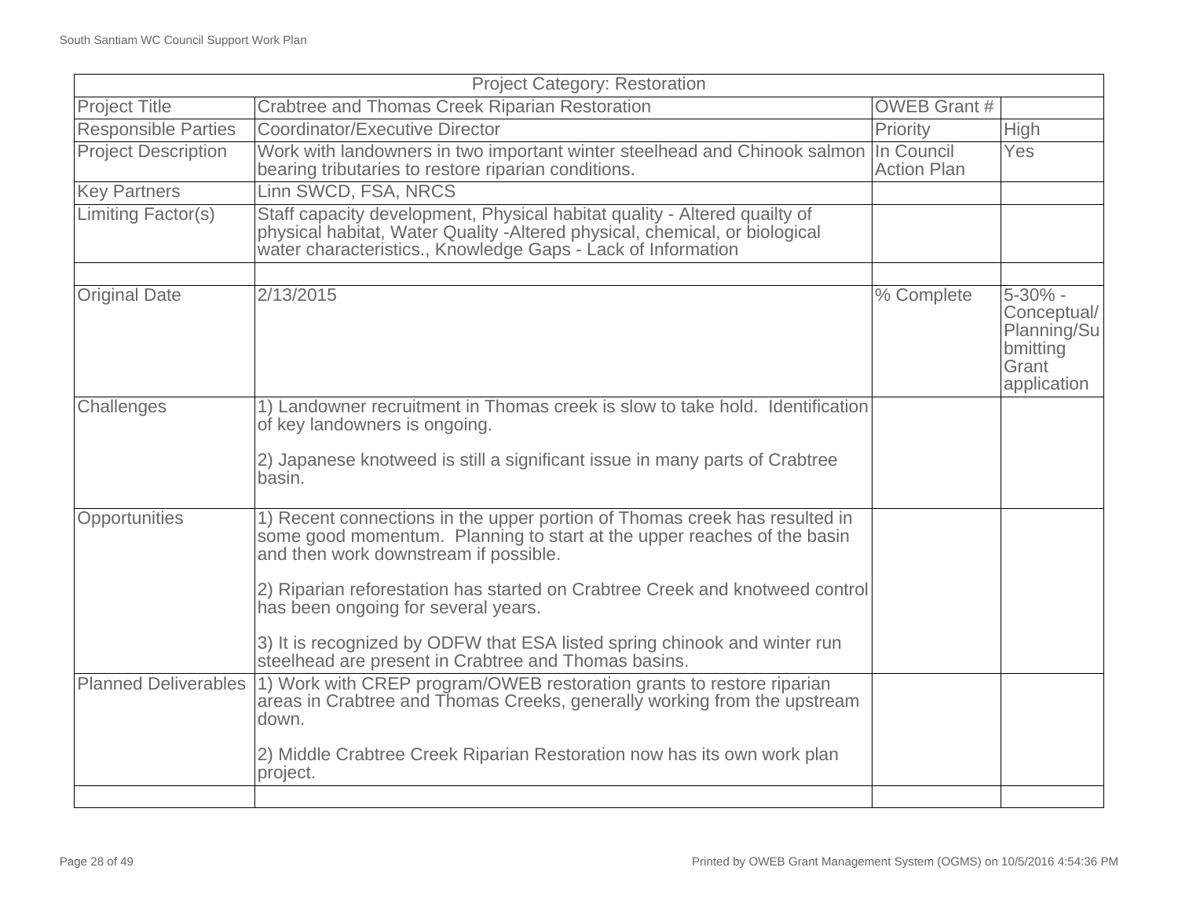| Project Category: Restoration | | | |
|---|---|---|---|
| Project Title | Crabtree and Thomas Creek Riparian Restoration | OWEB Grant # | |
| Responsible Parties | Coordinator/Executive Director | Priority | High |
| Project Description | Work with landowners in two important winter steelhead and Chinook salmon bearing tributaries to restore riparian conditions. | In Council Action Plan | Yes |
| Key Partners | Linn SWCD, FSA, NRCS | | |
| Limiting Factor(s) | Staff capacity development, Physical habitat quality - Altered quailty of physical habitat, Water Quality -Altered physical, chemical, or biological water characteristics., Knowledge Gaps - Lack of Information | | |
| | | | |
| Original Date | 2/13/2015 | % Complete | 5-30% - Conceptual/ Planning/Submitting Grant application |
| Challenges | 1) Landowner recruitment in Thomas creek is slow to take hold. Identification of key landowners is ongoing.<br><br>2) Japanese knotweed is still a significant issue in many parts of Crabtree basin. | | |
| Opportunities | 1) Recent connections in the upper portion of Thomas creek has resulted in some good momentum. Planning to start at the upper reaches of the basin and then work downstream if possible.<br><br>2) Riparian reforestation has started on Crabtree Creek and knotweed control has been ongoing for several years.<br><br>3) It is recognized by ODFW that ESA listed spring chinook and winter run steelhead are present in Crabtree and Thomas basins. | | |
| Planned Deliverables | 1) Work with CREP program/OWEB restoration grants to restore riparian areas in Crabtree and Thomas Creeks, generally working from the upstream down.<br><br>2) Middle Crabtree Creek Riparian Restoration now has its own work plan project. | | |
| | | | |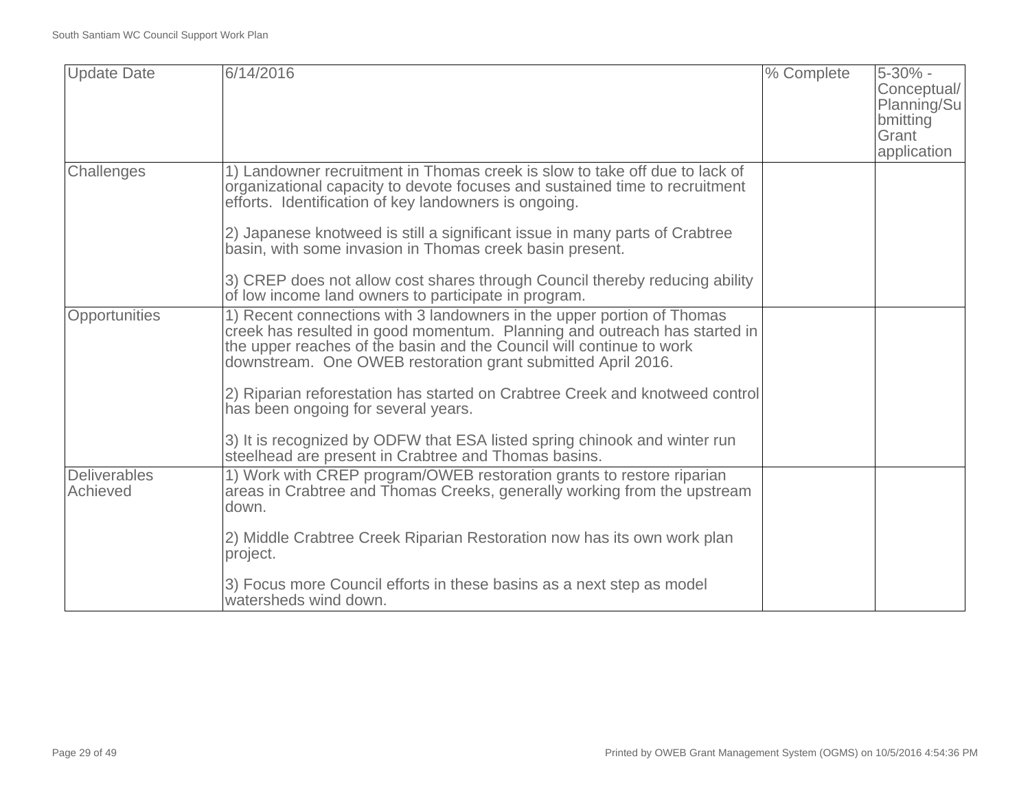| Update Date | 6/14/2016 | % Complete | 5-30% - Conceptual/Planning/Submitting Grant application |
|---|---|---|---|
| Challenges | 1) Landowner recruitment in Thomas creek is slow to take off due to lack of organizational capacity to devote focuses and sustained time to recruitment efforts. Identification of key landowners is ongoing.<br><br>2) Japanese knotweed is still a significant issue in many parts of Crabtree basin, with some invasion in Thomas creek basin present.<br><br>3) CREP does not allow cost shares through Council thereby reducing ability of low income land owners to participate in program. | | |
| Opportunities | 1) Recent connections with 3 landowners in the upper portion of Thomas creek has resulted in good momentum. Planning and outreach has started in the upper reaches of the basin and the Council will continue to work downstream. One OWEB restoration grant submitted April 2016.<br><br>2) Riparian reforestation has started on Crabtree Creek and knotweed control has been ongoing for several years.<br><br>3) It is recognized by ODFW that ESA listed spring chinook and winter run steelhead are present in Crabtree and Thomas basins. | | |
| Deliverables Achieved | 1) Work with CREP program/OWEB restoration grants to restore riparian areas in Crabtree and Thomas Creeks, generally working from the upstream down.<br><br>2) Middle Crabtree Creek Riparian Restoration now has its own work plan project.<br><br>3) Focus more Council efforts in these basins as a next step as model watersheds wind down. | | |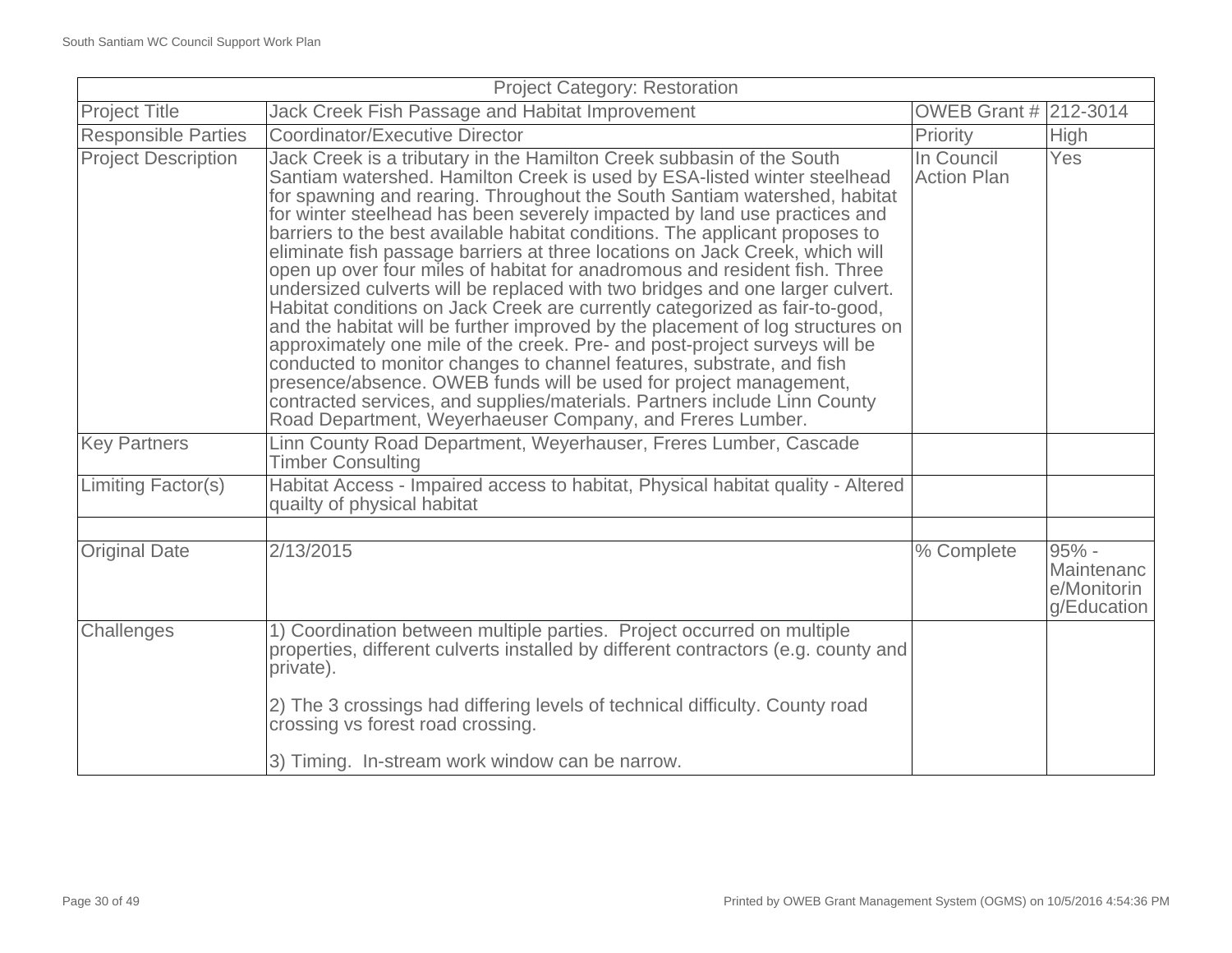| Project Category: Restoration | | | |
|---|---|---|---|
| Project Title | Jack Creek Fish Passage and Habitat Improvement | OWEB Grant # | 212-3014 |
| Responsible Parties | Coordinator/Executive Director | Priority | High |
| Project Description | Jack Creek is a tributary in the Hamilton Creek subbasin of the South Santiam watershed. Hamilton Creek is used by ESA-listed winter steelhead for spawning and rearing. Throughout the South Santiam watershed, habitat for winter steelhead has been severely impacted by land use practices and barriers to the best available habitat conditions. The applicant proposes to eliminate fish passage barriers at three locations on Jack Creek, which will open up over four miles of habitat for anadromous and resident fish. Three undersized culverts will be replaced with two bridges and one larger culvert. Habitat conditions on Jack Creek are currently categorized as fair-to-good, and the habitat will be further improved by the placement of log structures on approximately one mile of the creek. Pre- and post-project surveys will be conducted to monitor changes to channel features, substrate, and fish presence/absence. OWEB funds will be used for project management, contracted services, and supplies/materials. Partners include Linn County Road Department, Weyerhaeuser Company, and Freres Lumber. | In Council Action Plan | Yes |
| Key Partners | Linn County Road Department, Weyerhauser, Freres Lumber, Cascade Timber Consulting | | |
| Limiting Factor(s) | Habitat Access - Impaired access to habitat, Physical habitat quality - Altered quailty of physical habitat | | |
| | | | |
| Original Date | 2/13/2015 | % Complete | 95% - Maintenance/Monitoring/Education |
| Challenges | 1) Coordination between multiple parties. Project occurred on multiple properties, different culverts installed by different contractors (e.g. county and private).<br><br>2) The 3 crossings had differing levels of technical difficulty. County road crossing vs forest road crossing.<br><br>3) Timing. In-stream work window can be narrow. | | |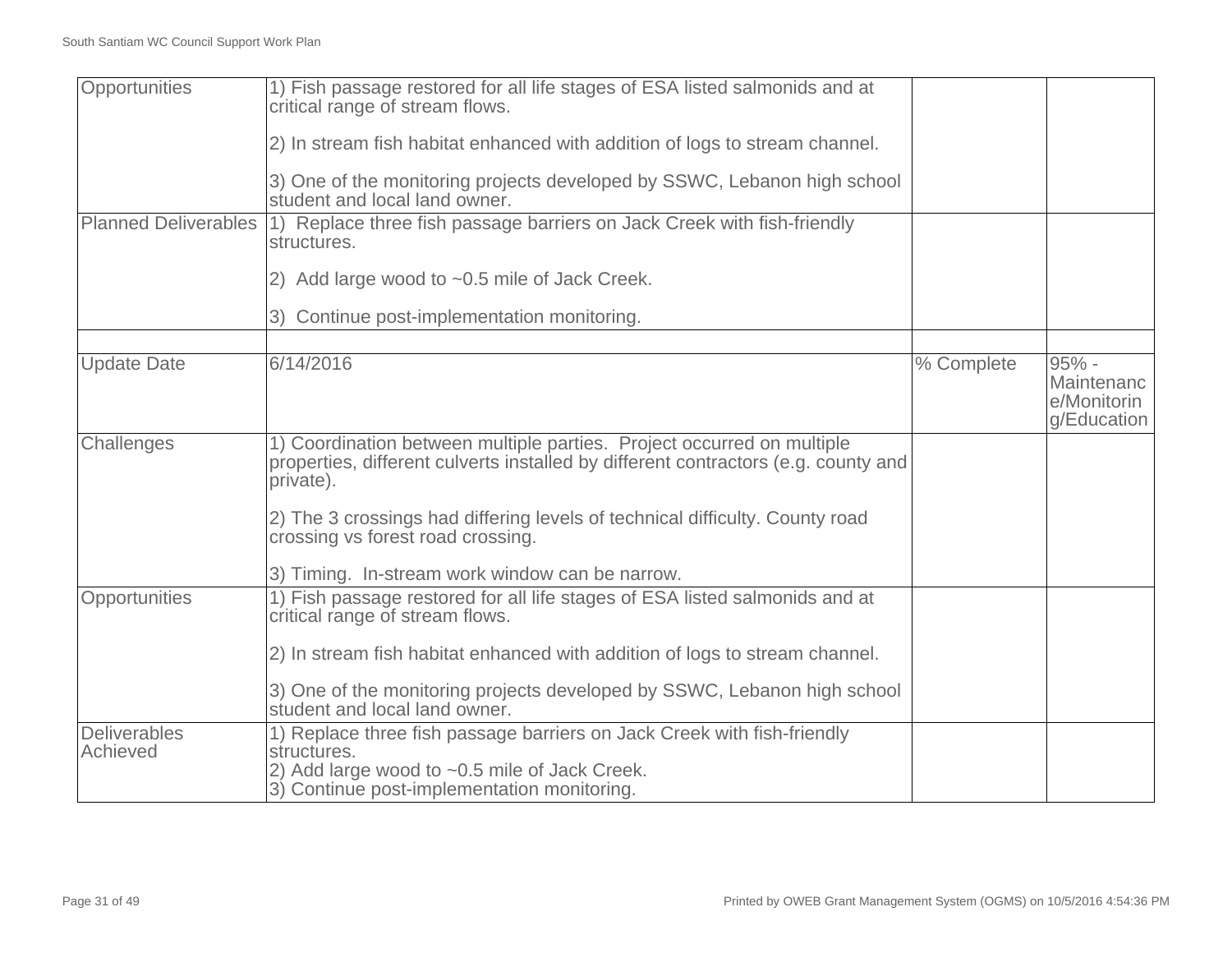| | | | |
|---|---|---|---|
| Opportunities | 1) Fish passage restored for all life stages of ESA listed salmonids and at critical range of stream flows.<br><br>2) In stream fish habitat enhanced with addition of logs to stream channel.<br><br>3) One of the monitoring projects developed by SSWC, Lebanon high school student and local land owner. | | |
| Planned Deliverables | 1) Replace three fish passage barriers on Jack Creek with fish-friendly structures.<br><br>2) Add large wood to ~0.5 mile of Jack Creek.<br><br>3) Continue post-implementation monitoring. | | |
| | | | |
| Update Date | 6/14/2016 | % Complete | 95% - Maintenance/Monitoring/Education |
| Challenges | 1) Coordination between multiple parties. Project occurred on multiple properties, different culverts installed by different contractors (e.g. county and private).<br><br>2) The 3 crossings had differing levels of technical difficulty. County road crossing vs forest road crossing.<br><br>3) Timing. In-stream work window can be narrow. | | |
| Opportunities | 1) Fish passage restored for all life stages of ESA listed salmonids and at critical range of stream flows.<br><br>2) In stream fish habitat enhanced with addition of logs to stream channel.<br><br>3) One of the monitoring projects developed by SSWC, Lebanon high school student and local land owner. | | |
| Deliverables Achieved | 1) Replace three fish passage barriers on Jack Creek with fish-friendly structures.<br>2) Add large wood to ~0.5 mile of Jack Creek.<br>3) Continue post-implementation monitoring. | | |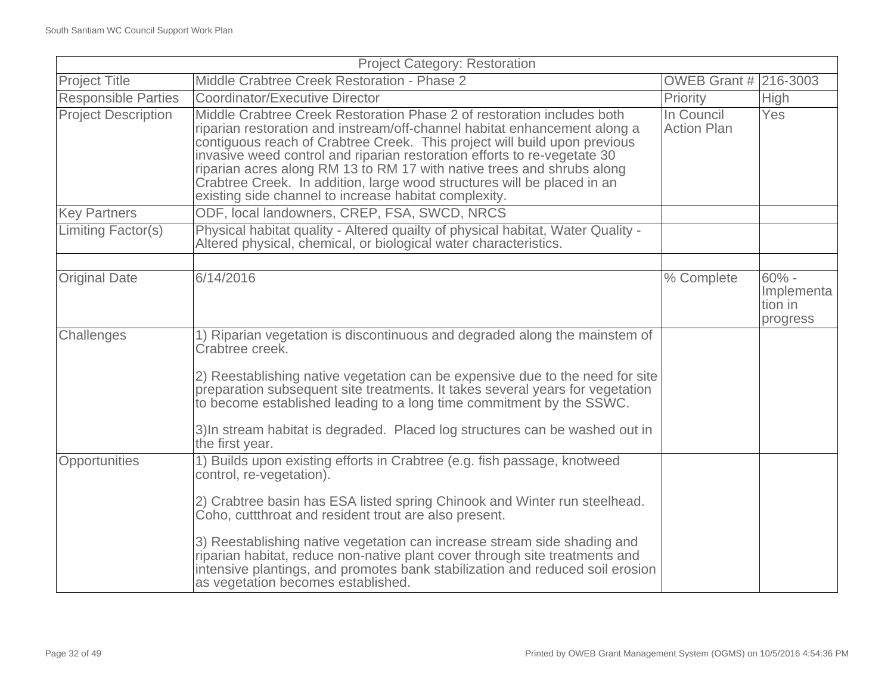| Project Category: Restoration | | | |
|---|---|---|---|
| Project Title | Middle Crabtree Creek Restoration - Phase 2 | OWEB Grant # | 216-3003 |
| Responsible Parties | Coordinator/Executive Director | Priority | High |
| Project Description | Middle Crabtree Creek Restoration Phase 2 of restoration includes both riparian restoration and instream/off-channel habitat enhancement along a contiguous reach of Crabtree Creek. This project will build upon previous invasive weed control and riparian restoration efforts to re-vegetate 30 riparian acres along RM 13 to RM 17 with native trees and shrubs along Crabtree Creek. In addition, large wood structures will be placed in an existing side channel to increase habitat complexity. | In Council Action Plan | Yes |
| Key Partners | ODF, local landowners, CREP, FSA, SWCD, NRCS | | |
| Limiting Factor(s) | Physical habitat quality - Altered quailty of physical habitat, Water Quality - Altered physical, chemical, or biological water characteristics. | | |
| | | | |
| Original Date | 6/14/2016 | % Complete | 60% - Implementation in progress |
| Challenges | 1) Riparian vegetation is discontinuous and degraded along the mainstem of Crabtree creek.<br><br>2) Reestablishing native vegetation can be expensive due to the need for site preparation subsequent site treatments. It takes several years for vegetation to become established leading to a long time commitment by the SSWC.<br><br>3)In stream habitat is degraded. Placed log structures can be washed out in the first year. | | |
| Opportunities | 1) Builds upon existing efforts in Crabtree (e.g. fish passage, knotweed control, re-vegetation).<br><br>2) Crabtree basin has ESA listed spring Chinook and Winter run steelhead. Coho, cuttthroat and resident trout are also present.<br><br>3) Reestablishing native vegetation can increase stream side shading and riparian habitat, reduce non-native plant cover through site treatments and intensive plantings, and promotes bank stabilization and reduced soil erosion as vegetation becomes established. | | |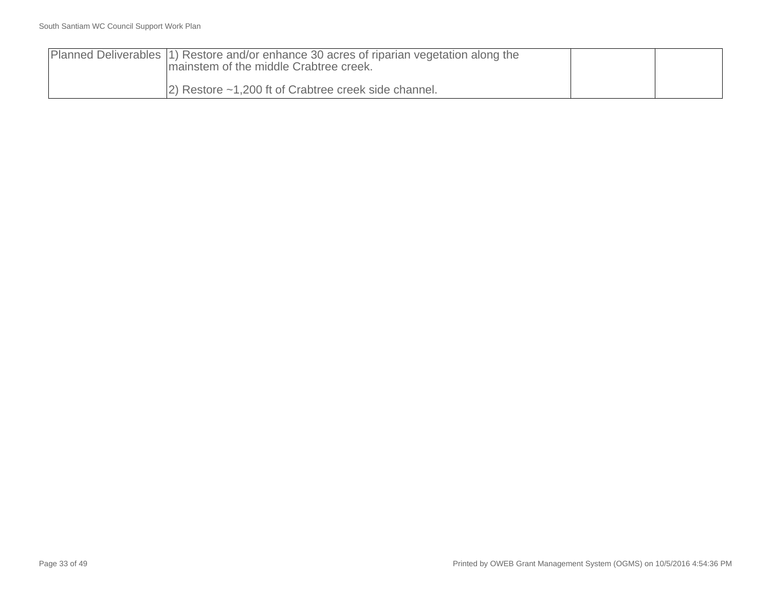| | | | |
|---|---|---|---|
| Planned Deliverables | 1) Restore and/or enhance 30 acres of riparian vegetation along the mainstem of the middle Crabtree creek.<br><br>2) Restore ~1,200 ft of Crabtree creek side channel. | | |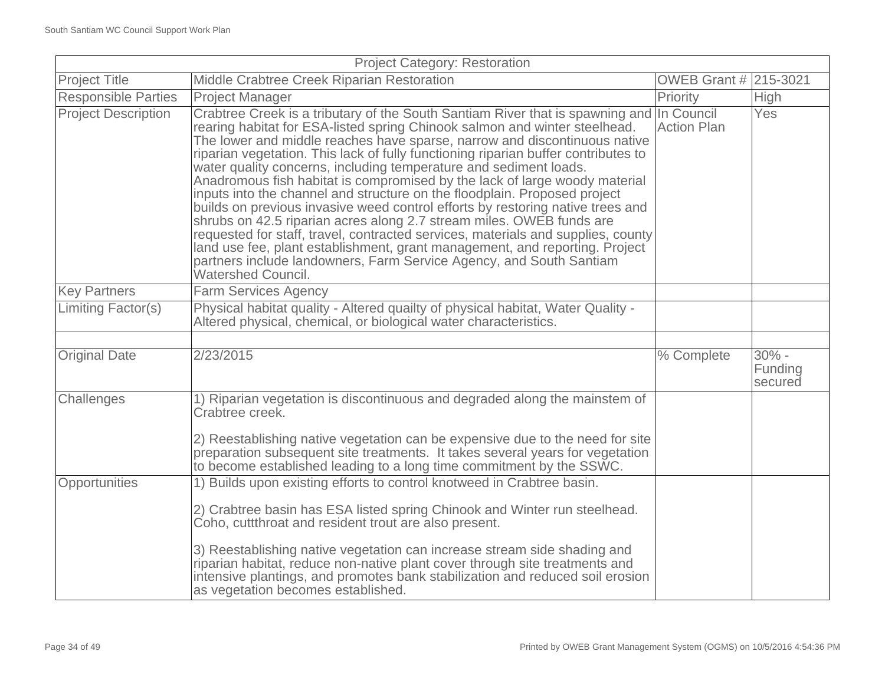| Project Category: Restoration | | | |
|---|---|---|---|
| Project Title | Middle Crabtree Creek Riparian Restoration | OWEB Grant # | 215-3021 |
| Responsible Parties | Project Manager | Priority | High |
| Project Description | Crabtree Creek is a tributary of the South Santiam River that is spawning and rearing habitat for ESA-listed spring Chinook salmon and winter steelhead. The lower and middle reaches have sparse, narrow and discontinuous native riparian vegetation. This lack of fully functioning riparian buffer contributes to water quality concerns, including temperature and sediment loads. Anadromous fish habitat is compromised by the lack of large woody material inputs into the channel and structure on the floodplain. Proposed project builds on previous invasive weed control efforts by restoring native trees and shrubs on 42.5 riparian acres along 2.7 stream miles. OWEB funds are requested for staff, travel, contracted services, materials and supplies, county land use fee, plant establishment, grant management, and reporting. Project partners include landowners, Farm Service Agency, and South Santiam Watershed Council. | In Council Action Plan | Yes |
| Key Partners | Farm Services Agency | | |
| Limiting Factor(s) | Physical habitat quality - Altered quailty of physical habitat, Water Quality - Altered physical, chemical, or biological water characteristics. | | |
| | | | |
| Original Date | 2/23/2015 | % Complete | 30% - Funding secured |
| Challenges | 1) Riparian vegetation is discontinuous and degraded along the mainstem of Crabtree creek.<br><br>2) Reestablishing native vegetation can be expensive due to the need for site preparation subsequent site treatments. It takes several years for vegetation to become established leading to a long time commitment by the SSWC. | | |
| Opportunities | 1) Builds upon existing efforts to control knotweed in Crabtree basin.<br><br>2) Crabtree basin has ESA listed spring Chinook and Winter run steelhead. Coho, cuttthroat and resident trout are also present.<br><br>3) Reestablishing native vegetation can increase stream side shading and riparian habitat, reduce non-native plant cover through site treatments and intensive plantings, and promotes bank stabilization and reduced soil erosion as vegetation becomes established. | | |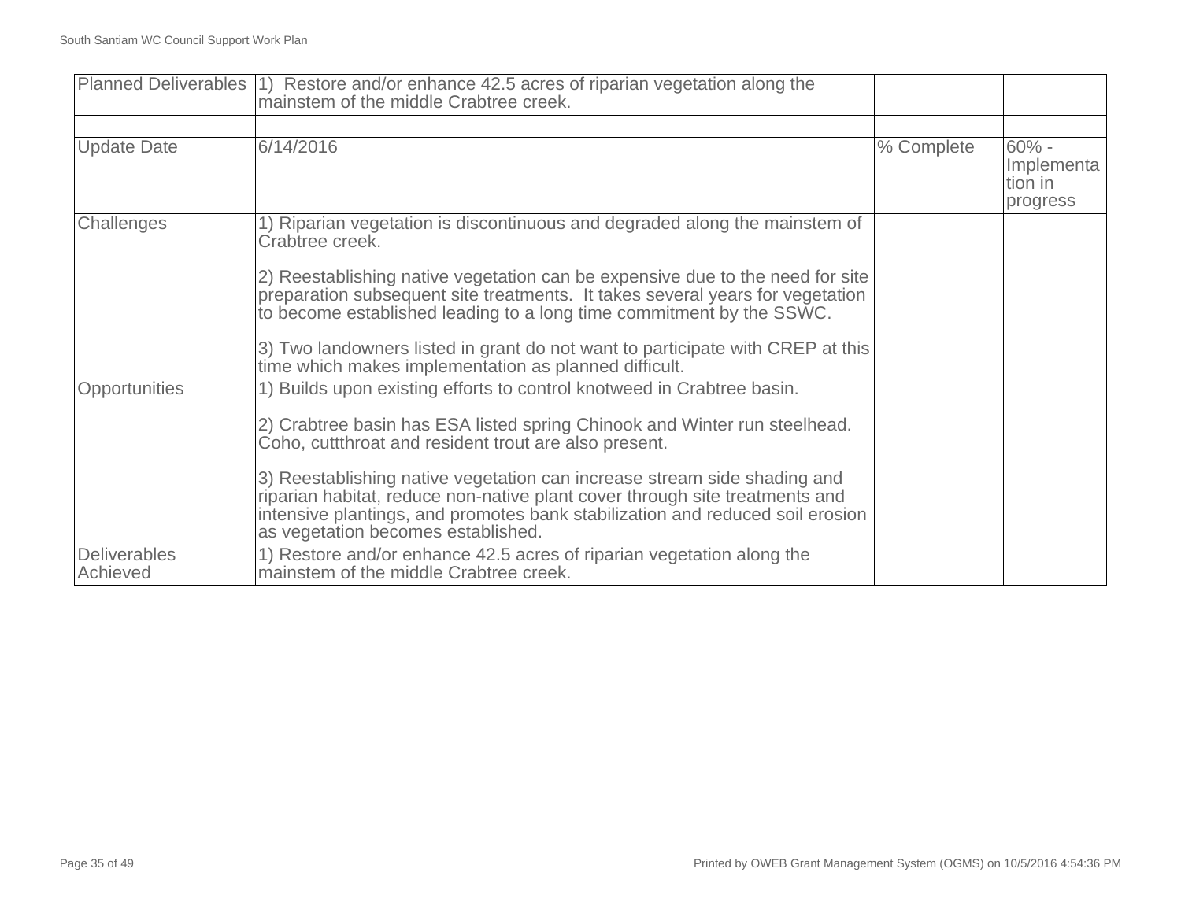| Planned Deliverables | 1) Restore and/or enhance 42.5 acres of riparian vegetation along the mainstem of the middle Crabtree creek. | | |
|---|---|---|---|
| | | | |
| Update Date | 6/14/2016 | % Complete | 60% - Implementation in progress |
| Challenges | 1) Riparian vegetation is discontinuous and degraded along the mainstem of Crabtree creek.<br><br>2) Reestablishing native vegetation can be expensive due to the need for site preparation subsequent site treatments. It takes several years for vegetation to become established leading to a long time commitment by the SSWC.<br><br>3) Two landowners listed in grant do not want to participate with CREP at this time which makes implementation as planned difficult. | | |
| Opportunities | 1) Builds upon existing efforts to control knotweed in Crabtree basin.<br><br>2) Crabtree basin has ESA listed spring Chinook and Winter run steelhead. Coho, cuttthroat and resident trout are also present.<br><br>3) Reestablishing native vegetation can increase stream side shading and riparian habitat, reduce non-native plant cover through site treatments and intensive plantings, and promotes bank stabilization and reduced soil erosion as vegetation becomes established. | | |
| Deliverables Achieved | 1) Restore and/or enhance 42.5 acres of riparian vegetation along the mainstem of the middle Crabtree creek. | | |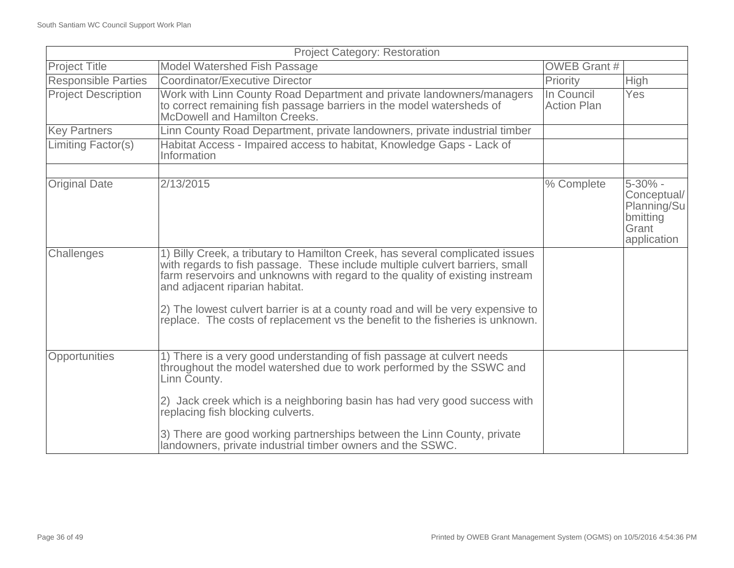| Project Category: Restoration | | | |
|---|---|---|---|
| Project Title | Model Watershed Fish Passage | OWEB Grant # | |
| Responsible Parties | Coordinator/Executive Director | Priority | High |
| Project Description | Work with Linn County Road Department and private landowners/managers to correct remaining fish passage barriers in the model watersheds of McDowell and Hamilton Creeks. | In Council Action Plan | Yes |
| Key Partners | Linn County Road Department, private landowners, private industrial timber | | |
| Limiting Factor(s) | Habitat Access - Impaired access to habitat, Knowledge Gaps - Lack of Information | | |
| | | | |
| Original Date | 2/13/2015 | % Complete | 5-30% - Conceptual/ Planning/Submitting Grant application |
| Challenges | 1) Billy Creek, a tributary to Hamilton Creek, has several complicated issues with regards to fish passage. These include multiple culvert barriers, small farm reservoirs and unknowns with regard to the quality of existing instream and adjacent riparian habitat.<br><br>2) The lowest culvert barrier is at a county road and will be very expensive to replace. The costs of replacement vs the benefit to the fisheries is unknown. | | |
| Opportunities | 1) There is a very good understanding of fish passage at culvert needs throughout the model watershed due to work performed by the SSWC and Linn County.<br><br>2) Jack creek which is a neighboring basin has had very good success with replacing fish blocking culverts.<br><br>3) There are good working partnerships between the Linn County, private landowners, private industrial timber owners and the SSWC. | | |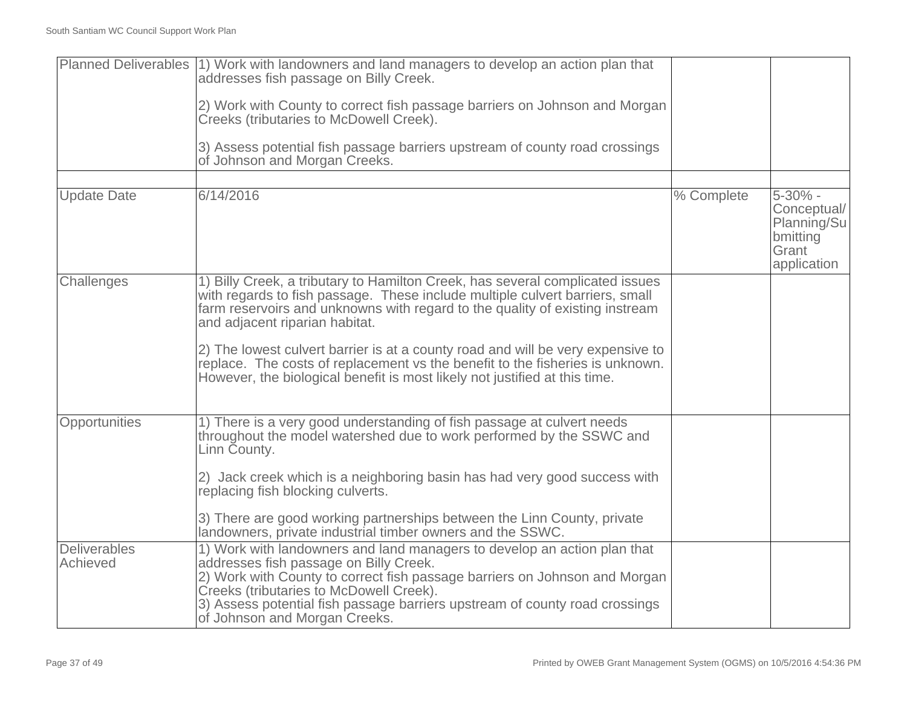| Planned Deliverables | 1) Work with landowners and land managers to develop an action plan that addresses fish passage on Billy Creek.<br><br>2) Work with County to correct fish passage barriers on Johnson and Morgan Creeks (tributaries to McDowell Creek).<br><br>3) Assess potential fish passage barriers upstream of county road crossings of Johnson and Morgan Creeks. | | |
|---|---|---|---|
| | | | |
| Update Date | 6/14/2016 | % Complete | 5-30% - Conceptual/ Planning/Submitting Grant application |
| Challenges | 1) Billy Creek, a tributary to Hamilton Creek, has several complicated issues with regards to fish passage. These include multiple culvert barriers, small farm reservoirs and unknowns with regard to the quality of existing instream and adjacent riparian habitat.<br><br>2) The lowest culvert barrier is at a county road and will be very expensive to replace. The costs of replacement vs the benefit to the fisheries is unknown. However, the biological benefit is most likely not justified at this time. | | |
| Opportunities | 1) There is a very good understanding of fish passage at culvert needs throughout the model watershed due to work performed by the SSWC and Linn County.<br><br>2) Jack creek which is a neighboring basin has had very good success with replacing fish blocking culverts.<br><br>3) There are good working partnerships between the Linn County, private landowners, private industrial timber owners and the SSWC. | | |
| Deliverables Achieved | 1) Work with landowners and land managers to develop an action plan that addresses fish passage on Billy Creek.<br>2) Work with County to correct fish passage barriers on Johnson and Morgan Creeks (tributaries to McDowell Creek).<br>3) Assess potential fish passage barriers upstream of county road crossings of Johnson and Morgan Creeks. | | |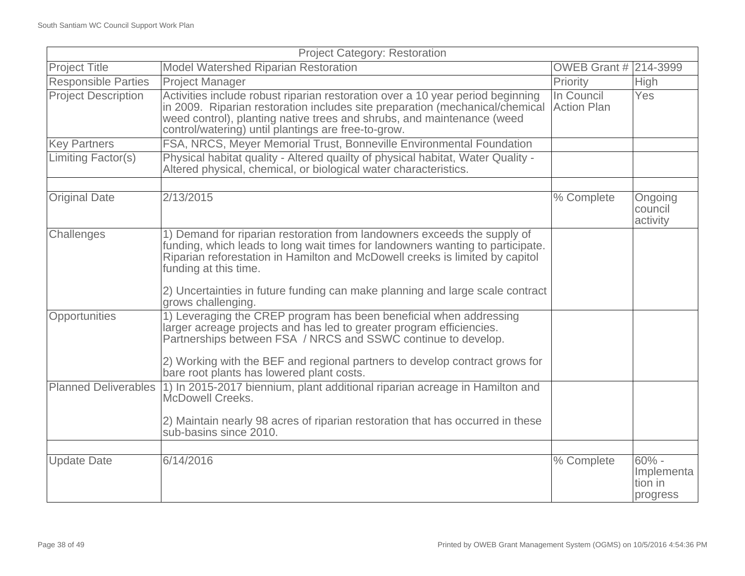| Project Category: Restoration | | | |
|---|---|---|---|
| Project Title | Model Watershed Riparian Restoration | OWEB Grant # | 214-3999 |
| Responsible Parties | Project Manager | Priority | High |
| Project Description | Activities include robust riparian restoration over a 10 year period beginning in 2009. Riparian restoration includes site preparation (mechanical/chemical weed control), planting native trees and shrubs, and maintenance (weed control/watering) until plantings are free-to-grow. | In Council Action Plan | Yes |
| Key Partners | FSA, NRCS, Meyer Memorial Trust, Bonneville Environmental Foundation | | |
| Limiting Factor(s) | Physical habitat quality - Altered quailty of physical habitat, Water Quality - Altered physical, chemical, or biological water characteristics. | | |
| | | | |
| Original Date | 2/13/2015 | % Complete | Ongoing council activity |
| Challenges | 1) Demand for riparian restoration from landowners exceeds the supply of funding, which leads to long wait times for landowners wanting to participate. Riparian reforestation in Hamilton and McDowell creeks is limited by capitol funding at this time.<br><br>2) Uncertainties in future funding can make planning and large scale contract grows challenging. | | |
| Opportunities | 1) Leveraging the CREP program has been beneficial when addressing larger acreage projects and has led to greater program efficiencies. Partnerships between FSA / NRCS and SSWC continue to develop.<br><br>2) Working with the BEF and regional partners to develop contract grows for bare root plants has lowered plant costs. | | |
| Planned Deliverables | 1) In 2015-2017 biennium, plant additional riparian acreage in Hamilton and McDowell Creeks.<br><br>2) Maintain nearly 98 acres of riparian restoration that has occurred in these sub-basins since 2010. | | |
| | | | |
| Update Date | 6/14/2016 | % Complete | 60% - Implementation in progress |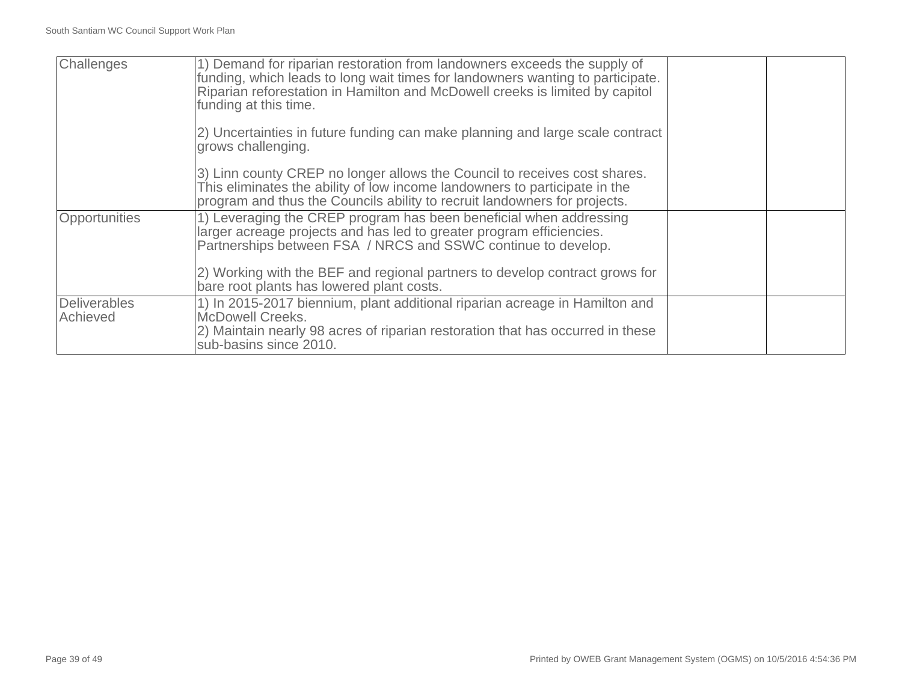| Challenges | 1) Demand for riparian restoration from landowners exceeds the supply of funding, which leads to long wait times for landowners wanting to participate. Riparian reforestation in Hamilton and McDowell creeks is limited by capitol funding at this time.<br><br>2) Uncertainties in future funding can make planning and large scale contract grows challenging.<br><br>3) Linn county CREP no longer allows the Council to receives cost shares. This eliminates the ability of low income landowners to participate in the program and thus the Councils ability to recruit landowners for projects. | | |
|---|---|---|---|
| Opportunities | 1) Leveraging the CREP program has been beneficial when addressing larger acreage projects and has led to greater program efficiencies. Partnerships between FSA / NRCS and SSWC continue to develop.<br><br>2) Working with the BEF and regional partners to develop contract grows for bare root plants has lowered plant costs. | | |
| Deliverables Achieved | 1) In 2015-2017 biennium, plant additional riparian acreage in Hamilton and McDowell Creeks.<br>2) Maintain nearly 98 acres of riparian restoration that has occurred in these sub-basins since 2010. | | |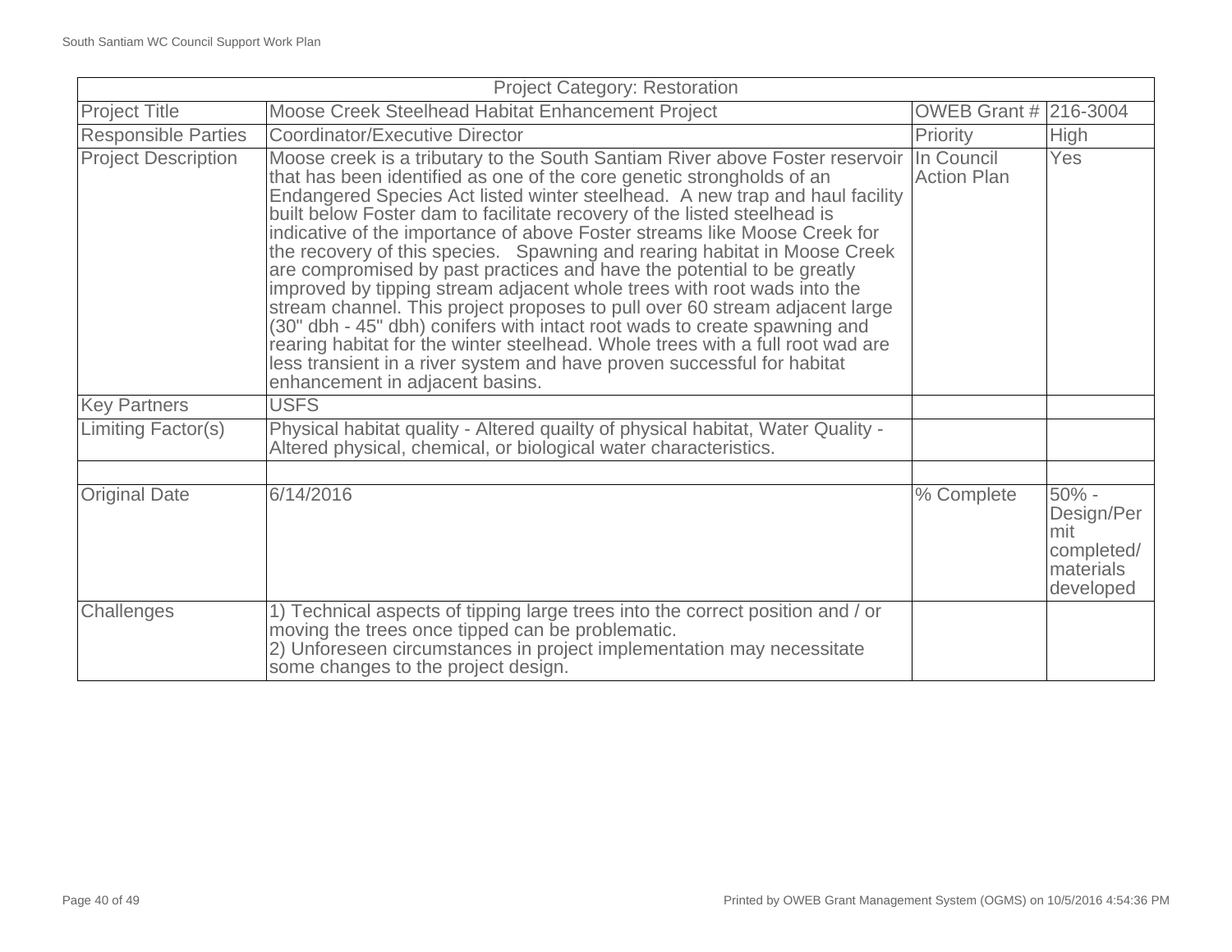| Project Category: Restoration | | | |
|---|---|---|---|
| Project Title | Moose Creek Steelhead Habitat Enhancement Project | OWEB Grant # | 216-3004 |
| Responsible Parties | Coordinator/Executive Director | Priority | High |
| Project Description | Moose creek is a tributary to the South Santiam River above Foster reservoir that has been identified as one of the core genetic strongholds of an Endangered Species Act listed winter steelhead. A new trap and haul facility built below Foster dam to facilitate recovery of the listed steelhead is indicative of the importance of above Foster streams like Moose Creek for the recovery of this species. Spawning and rearing habitat in Moose Creek are compromised by past practices and have the potential to be greatly improved by tipping stream adjacent whole trees with root wads into the stream channel. This project proposes to pull over 60 stream adjacent large (30" dbh - 45" dbh) conifers with intact root wads to create spawning and rearing habitat for the winter steelhead. Whole trees with a full root wad are less transient in a river system and have proven successful for habitat enhancement in adjacent basins. | In Council Action Plan | Yes |
| Key Partners | USFS | | |
| Limiting Factor(s) | Physical habitat quality - Altered quailty of physical habitat, Water Quality - Altered physical, chemical, or biological water characteristics. | | |
| | | | |
| Original Date | 6/14/2016 | % Complete | 50% - Design/Permit completed/ materials developed |
| Challenges | 1) Technical aspects of tipping large trees into the correct position and / or moving the trees once tipped can be problematic.<br>2) Unforeseen circumstances in project implementation may necessitate some changes to the project design. | | |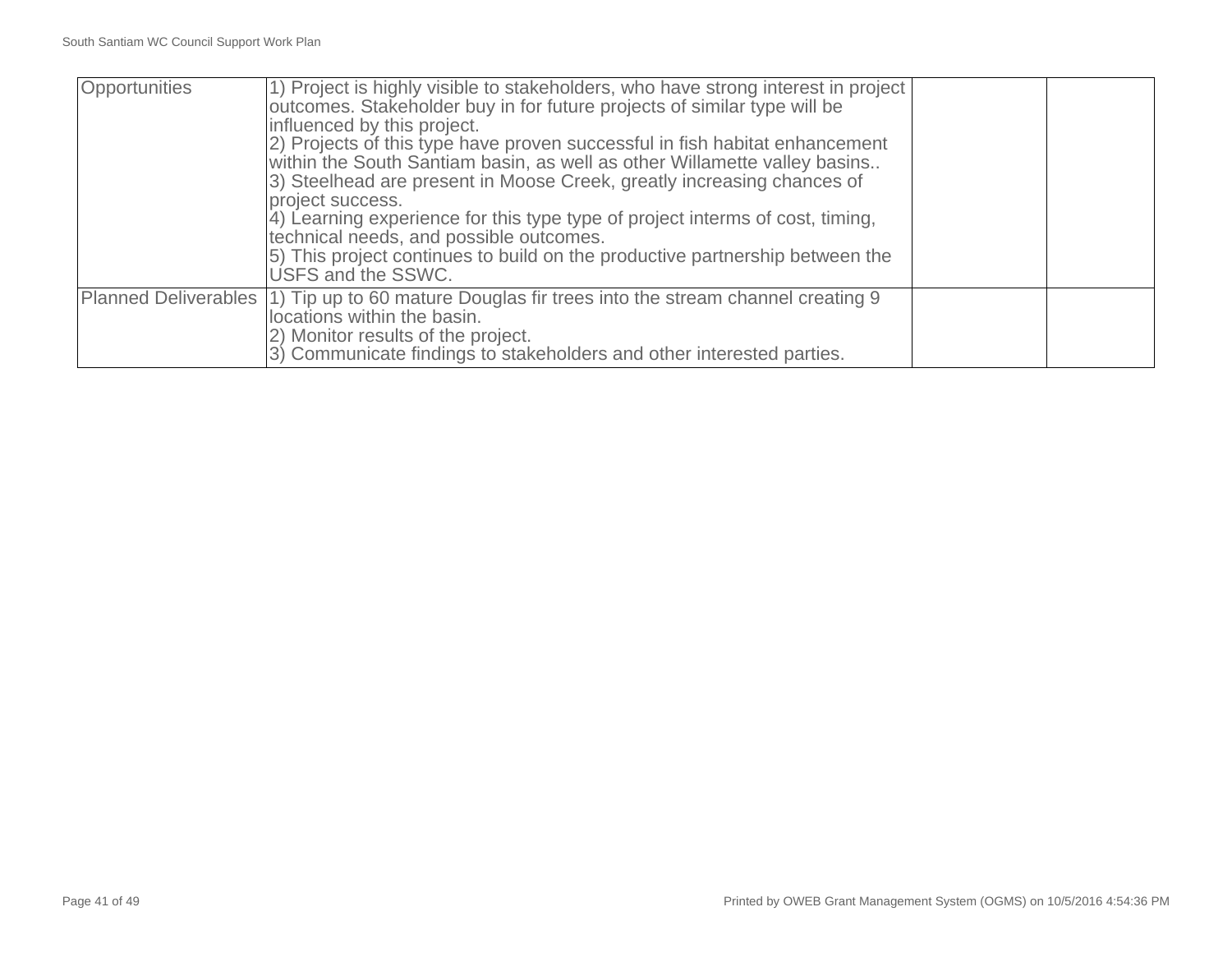| | | | |
|---|---|---|---|
| Opportunities | 1) Project is highly visible to stakeholders, who have strong interest in project outcomes. Stakeholder buy in for future projects of similar type will be influenced by this project.<br>2) Projects of this type have proven successful in fish habitat enhancement within the South Santiam basin, as well as other Willamette valley basins..<br>3) Steelhead are present in Moose Creek, greatly increasing chances of project success.<br>4) Learning experience for this type type of project interms of cost, timing, technical needs, and possible outcomes.<br>5) This project continues to build on the productive partnership between the USFS and the SSWC. | | |
| Planned Deliverables | 1) Tip up to 60 mature Douglas fir trees into the stream channel creating 9 locations within the basin.<br>2) Monitor results of the project.<br>3) Communicate findings to stakeholders and other interested parties. | | |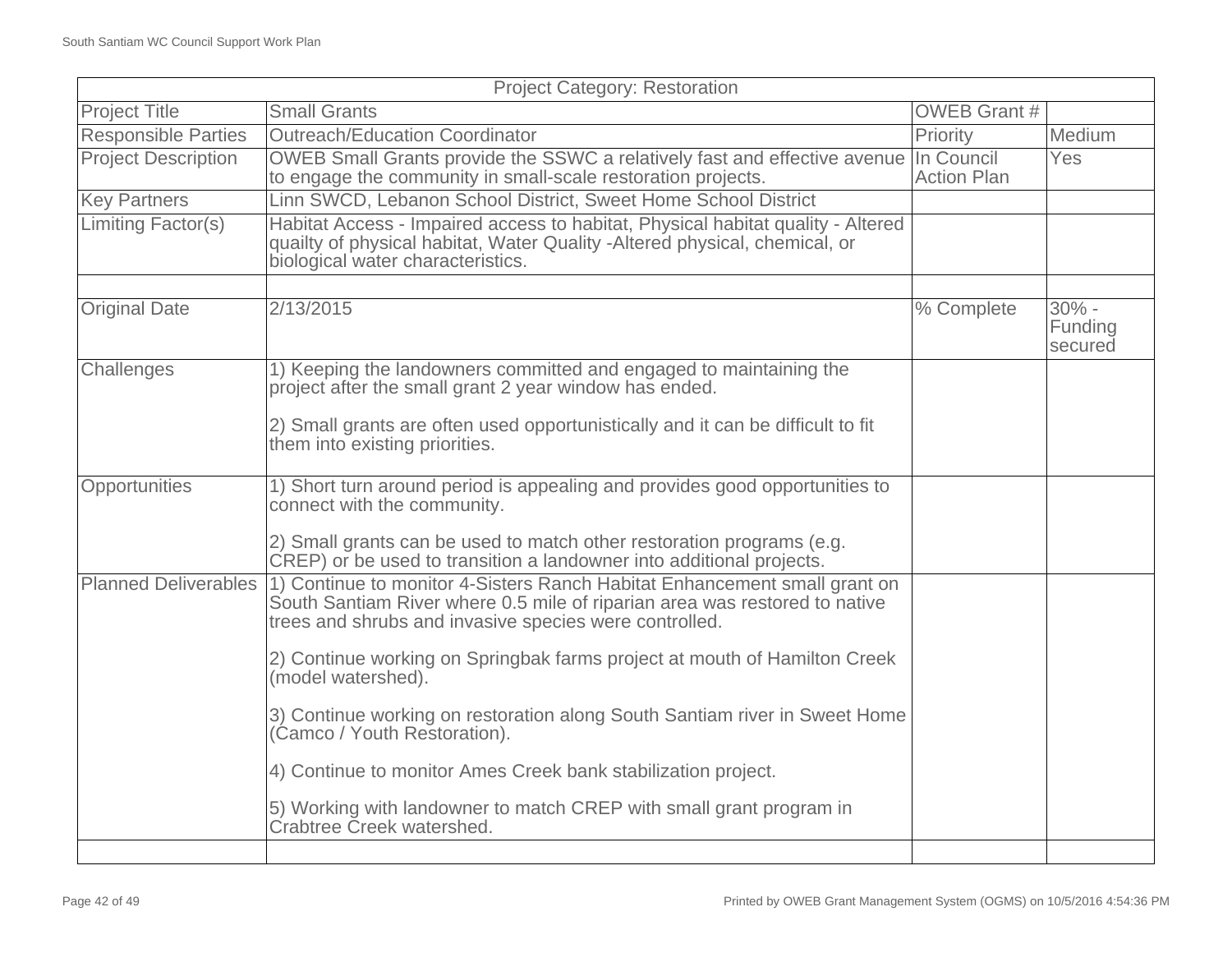| Project Category: Restoration | | | |
|---|---|---|---|
| Project Title | Small Grants | OWEB Grant # | |
| Responsible Parties | Outreach/Education Coordinator | Priority | Medium |
| Project Description | OWEB Small Grants provide the SSWC a relatively fast and effective avenue to engage the community in small-scale restoration projects. | In Council Action Plan | Yes |
| Key Partners | Linn SWCD, Lebanon School District, Sweet Home School District | | |
| Limiting Factor(s) | Habitat Access - Impaired access to habitat, Physical habitat quality - Altered quailty of physical habitat, Water Quality -Altered physical, chemical, or biological water characteristics. | | |
| | | | |
| Original Date | 2/13/2015 | % Complete | 30% - Funding secured |
| Challenges | 1) Keeping the landowners committed and engaged to maintaining the project after the small grant 2 year window has ended.<br><br>2) Small grants are often used opportunistically and it can be difficult to fit them into existing priorities. | | |
| Opportunities | 1) Short turn around period is appealing and provides good opportunities to connect with the community.<br><br>2) Small grants can be used to match other restoration programs (e.g. CREP) or be used to transition a landowner into additional projects. | | |
| Planned Deliverables | 1) Continue to monitor 4-Sisters Ranch Habitat Enhancement small grant on South Santiam River where 0.5 mile of riparian area was restored to native trees and shrubs and invasive species were controlled.<br><br>2) Continue working on Springbak farms project at mouth of Hamilton Creek (model watershed).<br><br>3) Continue working on restoration along South Santiam river in Sweet Home (Camco / Youth Restoration).<br><br>4) Continue to monitor Ames Creek bank stabilization project.<br><br>5) Working with landowner to match CREP with small grant program in Crabtree Creek watershed. | | |
| | | | |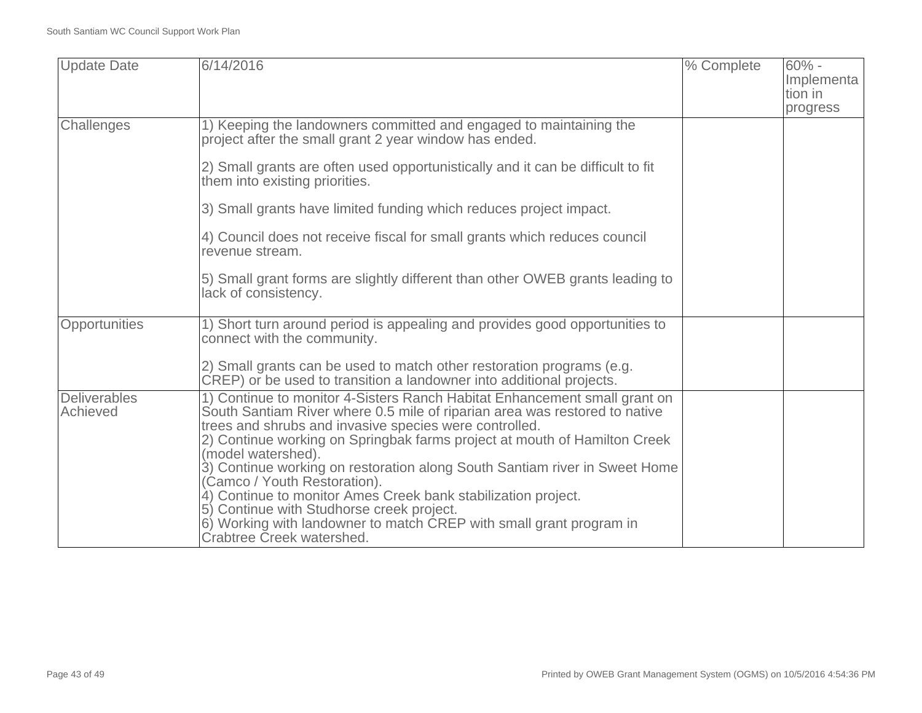| Update Date | 6/14/2016 | % Complete | 60% - Implementation in progress |
|---|---|---|---|
| Challenges | 1) Keeping the landowners committed and engaged to maintaining the project after the small grant 2 year window has ended.<br><br>2) Small grants are often used opportunistically and it can be difficult to fit them into existing priorities.<br><br>3) Small grants have limited funding which reduces project impact.<br><br>4) Council does not receive fiscal for small grants which reduces council revenue stream.<br><br>5) Small grant forms are slightly different than other OWEB grants leading to lack of consistency. | | |
| Opportunities | 1) Short turn around period is appealing and provides good opportunities to connect with the community.<br><br>2) Small grants can be used to match other restoration programs (e.g. CREP) or be used to transition a landowner into additional projects. | | |
| Deliverables Achieved | 1) Continue to monitor 4-Sisters Ranch Habitat Enhancement small grant on South Santiam River where 0.5 mile of riparian area was restored to native trees and shrubs and invasive species were controlled.<br>2) Continue working on Springbak farms project at mouth of Hamilton Creek (model watershed).<br>3) Continue working on restoration along South Santiam river in Sweet Home (Camco / Youth Restoration).<br>4) Continue to monitor Ames Creek bank stabilization project.<br>5) Continue with Studhorse creek project.<br>6) Working with landowner to match CREP with small grant program in Crabtree Creek watershed. | | |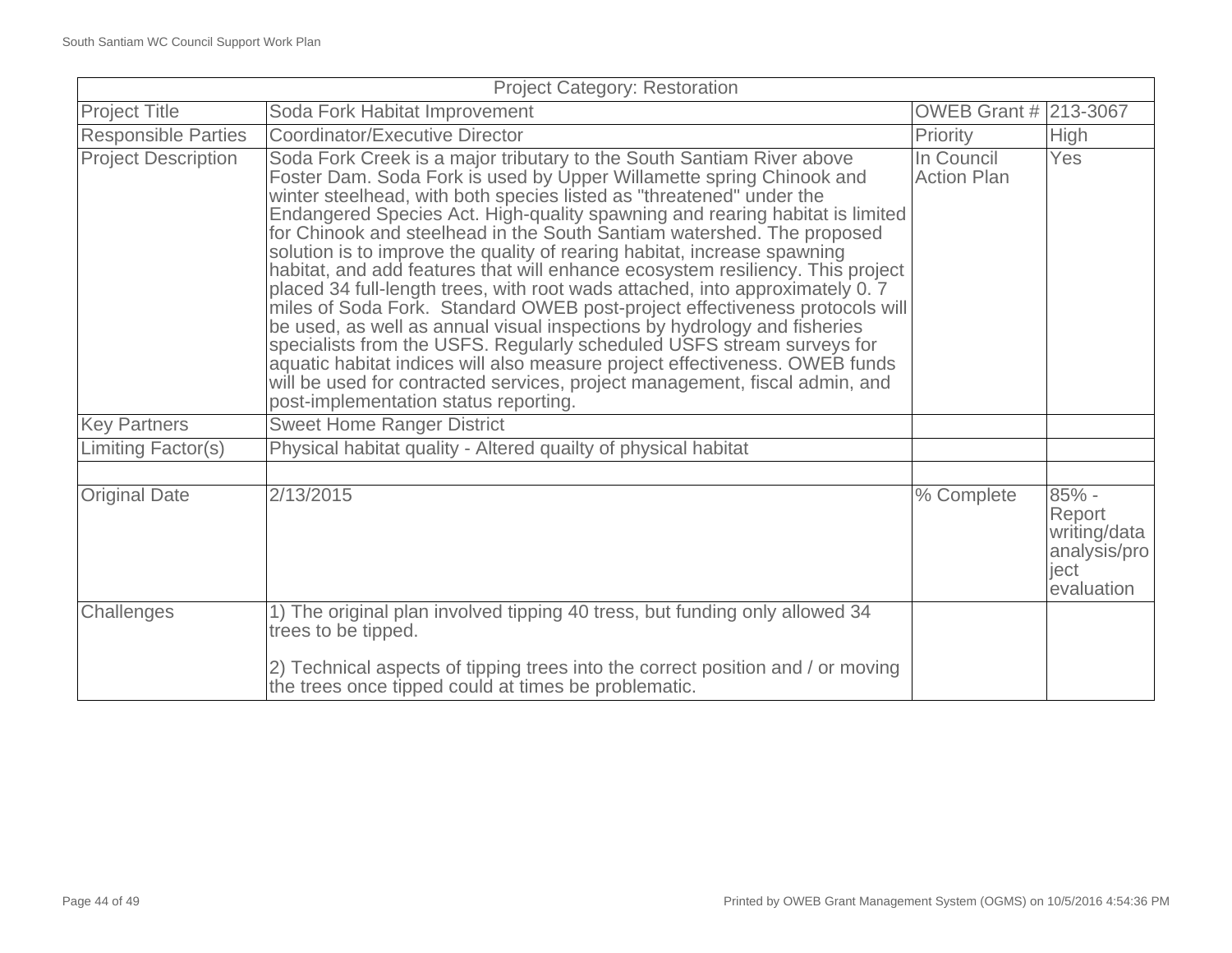| Project Category: Restoration | | | |
|---|---|---|---|
| Project Title | Soda Fork Habitat Improvement | OWEB Grant # | 213-3067 |
| Responsible Parties | Coordinator/Executive Director | Priority | High |
| Project Description | Soda Fork Creek is a major tributary to the South Santiam River above Foster Dam. Soda Fork is used by Upper Willamette spring Chinook and winter steelhead, with both species listed as "threatened" under the Endangered Species Act. High-quality spawning and rearing habitat is limited for Chinook and steelhead in the South Santiam watershed. The proposed solution is to improve the quality of rearing habitat, increase spawning habitat, and add features that will enhance ecosystem resiliency. This project placed 34 full-length trees, with root wads attached, into approximately 0. 7 miles of Soda Fork. Standard OWEB post-project effectiveness protocols will be used, as well as annual visual inspections by hydrology and fisheries specialists from the USFS. Regularly scheduled USFS stream surveys for aquatic habitat indices will also measure project effectiveness. OWEB funds will be used for contracted services, project management, fiscal admin, and post-implementation status reporting. | In Council Action Plan | Yes |
| Key Partners | Sweet Home Ranger District | | |
| Limiting Factor(s) | Physical habitat quality - Altered quailty of physical habitat | | |
| | | | |
| Original Date | 2/13/2015 | % Complete | 85% - Report writing/data analysis/project evaluation |
| Challenges | 1) The original plan involved tipping 40 tress, but funding only allowed 34 trees to be tipped.<br><br>2) Technical aspects of tipping trees into the correct position and / or moving the trees once tipped could at times be problematic. | | |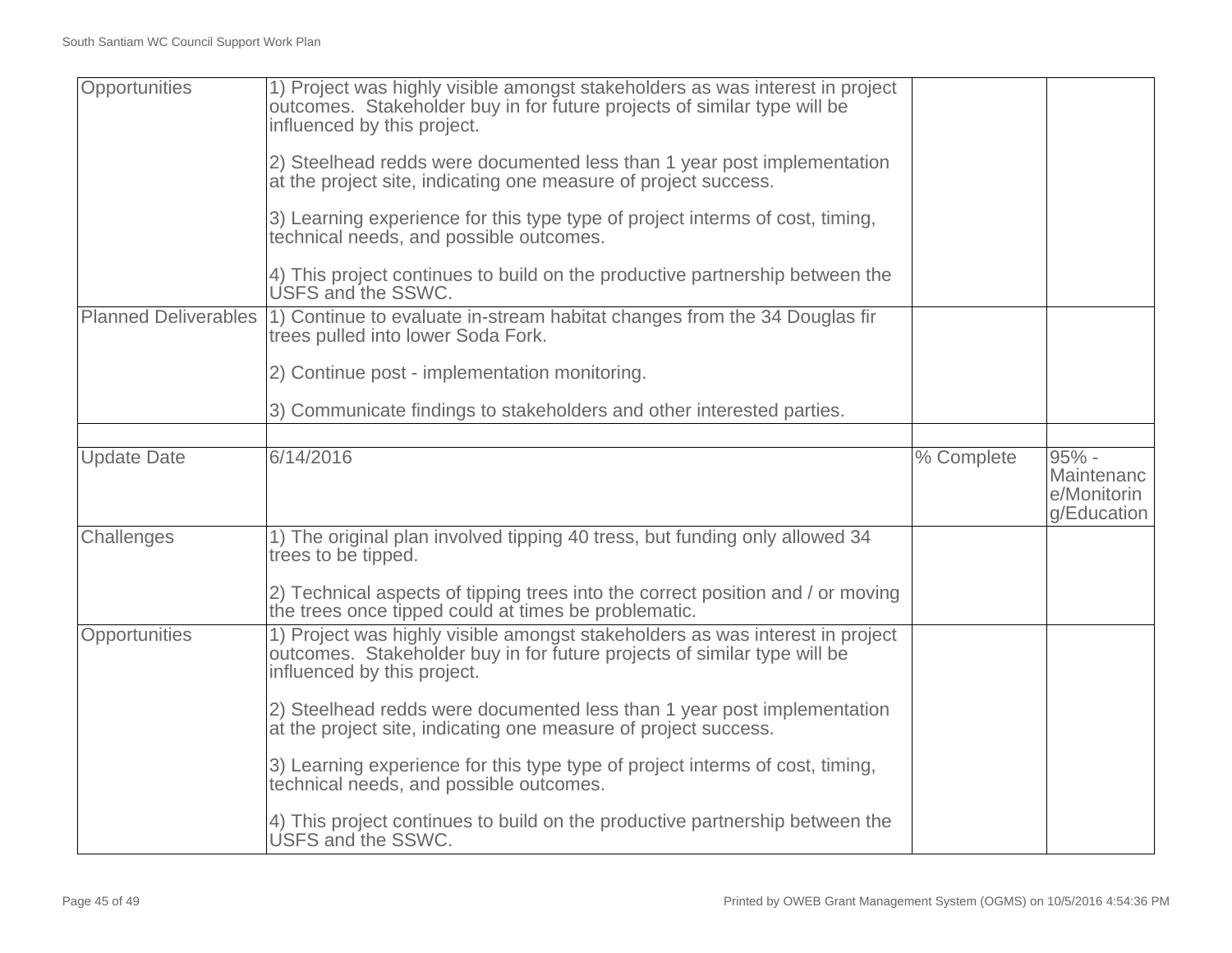| | | | |
|---|---|---|---|
| Opportunities | 1) Project was highly visible amongst stakeholders as was interest in project outcomes. Stakeholder buy in for future projects of similar type will be influenced by this project.<br><br>2) Steelhead redds were documented less than 1 year post implementation at the project site, indicating one measure of project success.<br><br>3) Learning experience for this type type of project interms of cost, timing, technical needs, and possible outcomes.<br><br>4) This project continues to build on the productive partnership between the USFS and the SSWC. | | |
| Planned Deliverables | 1) Continue to evaluate in-stream habitat changes from the 34 Douglas fir trees pulled into lower Soda Fork.<br><br>2) Continue post - implementation monitoring.<br><br>3) Communicate findings to stakeholders and other interested parties. | | |
| | | | |
| Update Date | 6/14/2016 | % Complete | 95% - Maintenance/Monitoring/Education |
| Challenges | 1) The original plan involved tipping 40 tress, but funding only allowed 34 trees to be tipped.<br><br>2) Technical aspects of tipping trees into the correct position and / or moving the trees once tipped could at times be problematic. | | |
| Opportunities | 1) Project was highly visible amongst stakeholders as was interest in project outcomes. Stakeholder buy in for future projects of similar type will be influenced by this project.<br><br>2) Steelhead redds were documented less than 1 year post implementation at the project site, indicating one measure of project success.<br><br>3) Learning experience for this type type of project interms of cost, timing, technical needs, and possible outcomes.<br><br>4) This project continues to build on the productive partnership between the USFS and the SSWC. | | |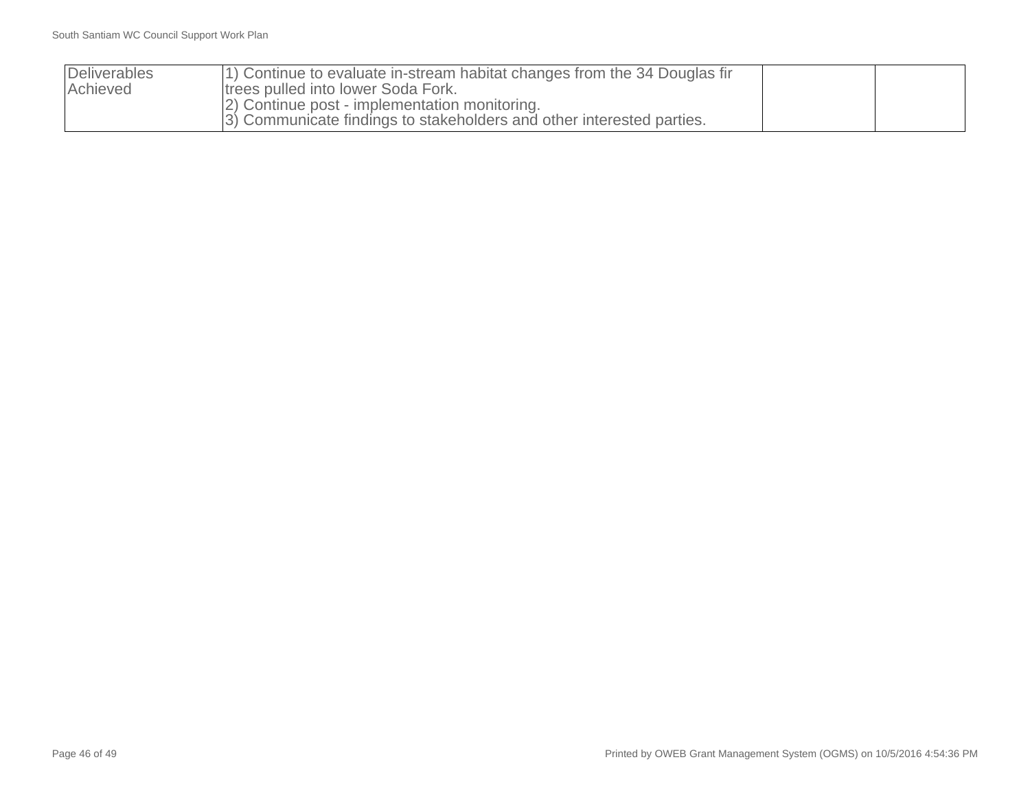| | | | |
|---|---|---|---|
| Deliverables Achieved | 1) Continue to evaluate in-stream habitat changes from the 34 Douglas fir trees pulled into lower Soda Fork.<br>2) Continue post - implementation monitoring.<br>3) Communicate findings to stakeholders and other interested parties. | | |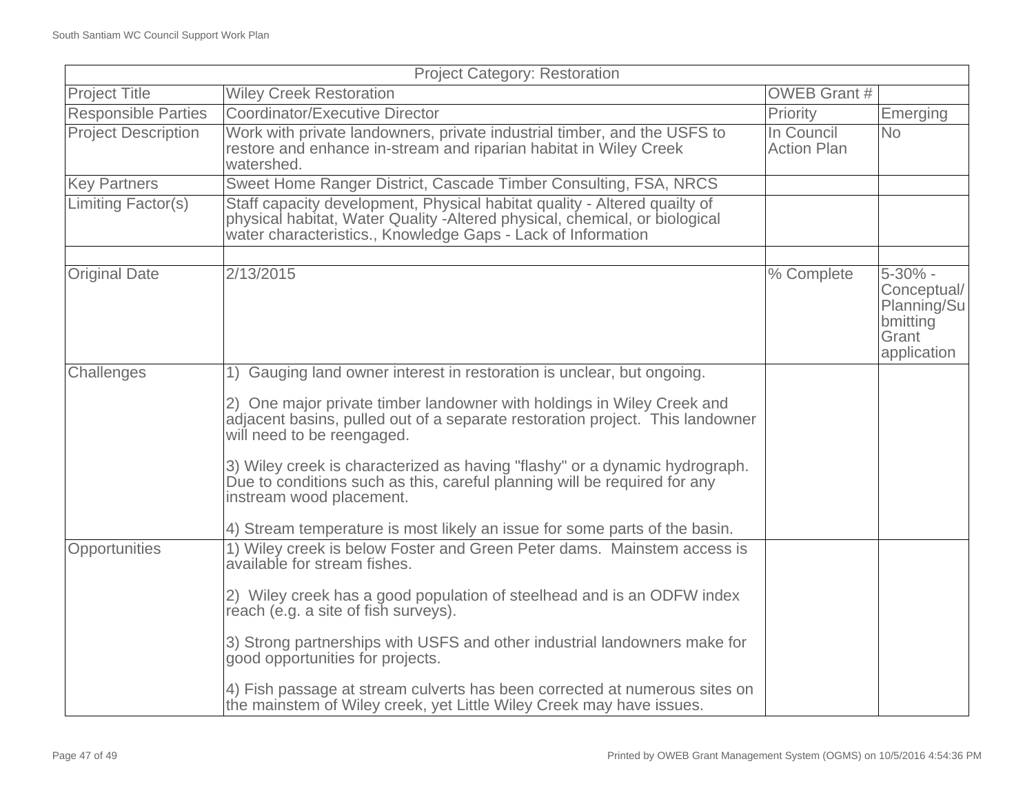| Project Category: Restoration | | | |
|---|---|---|---|
| Project Title | Wiley Creek Restoration | OWEB Grant # | |
| Responsible Parties | Coordinator/Executive Director | Priority | Emerging |
| Project Description | Work with private landowners, private industrial timber, and the USFS to restore and enhance in-stream and riparian habitat in Wiley Creek watershed. | In Council Action Plan | No |
| Key Partners | Sweet Home Ranger District, Cascade Timber Consulting, FSA, NRCS | | |
| Limiting Factor(s) | Staff capacity development, Physical habitat quality - Altered quailty of physical habitat, Water Quality -Altered physical, chemical, or biological water characteristics., Knowledge Gaps - Lack of Information | | |
| | | | |
| Original Date | 2/13/2015 | % Complete | 5-30% - Conceptual/Planning/Submitting Grant application |
| Challenges | 1) Gauging land owner interest in restoration is unclear, but ongoing.<br><br>2) One major private timber landowner with holdings in Wiley Creek and adjacent basins, pulled out of a separate restoration project. This landowner will need to be reengaged.<br><br>3) Wiley creek is characterized as having "flashy" or a dynamic hydrograph. Due to conditions such as this, careful planning will be required for any instream wood placement.<br><br>4) Stream temperature is most likely an issue for some parts of the basin. | | |
| Opportunities | 1) Wiley creek is below Foster and Green Peter dams. Mainstem access is available for stream fishes.<br><br>2) Wiley creek has a good population of steelhead and is an ODFW index reach (e.g. a site of fish surveys).<br><br>3) Strong partnerships with USFS and other industrial landowners make for good opportunities for projects.<br><br>4) Fish passage at stream culverts has been corrected at numerous sites on the mainstem of Wiley creek, yet Little Wiley Creek may have issues. | | |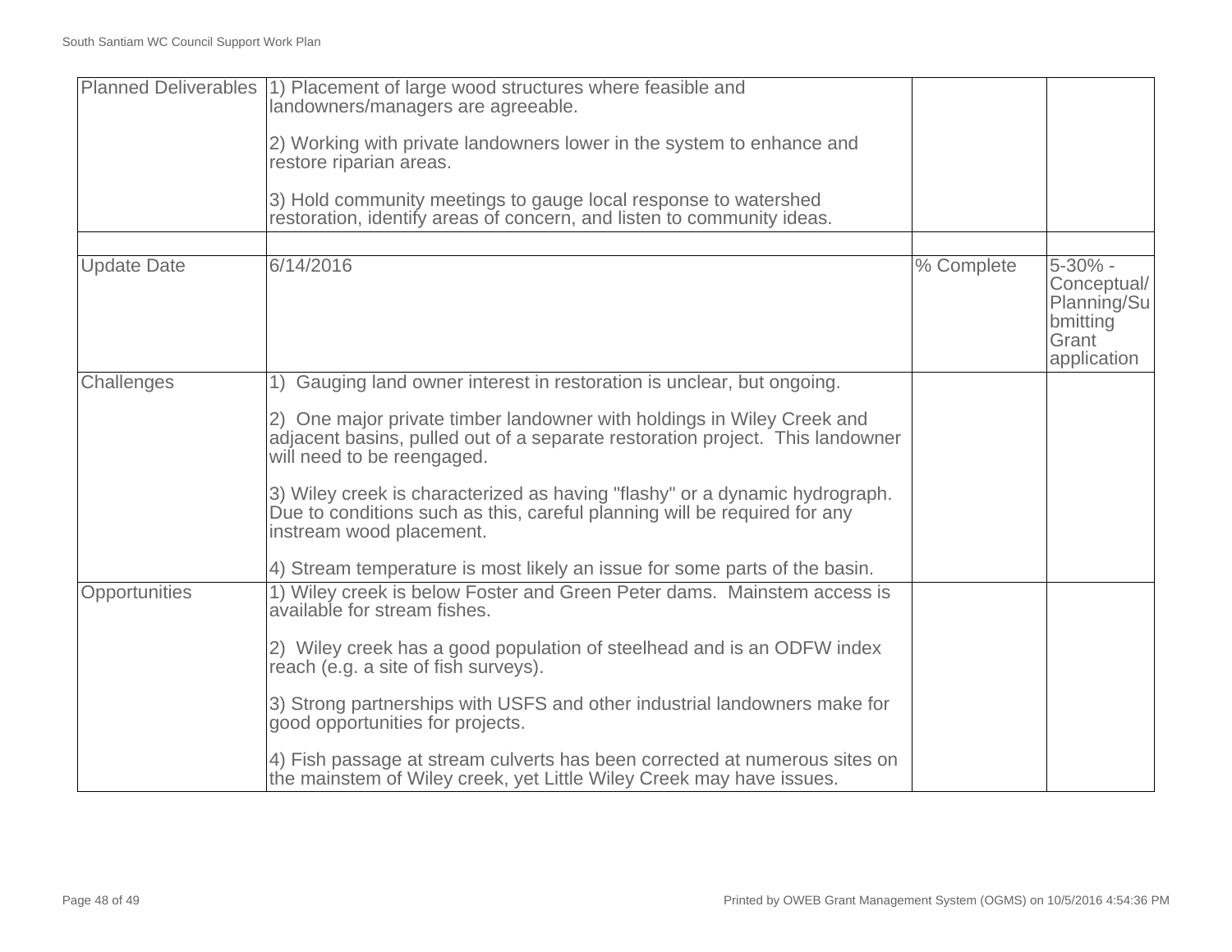| | | | |
|---|---|---|---|
| Planned Deliverables | 1) Placement of large wood structures where feasible and landowners/managers are agreeable.<br><br>2) Working with private landowners lower in the system to enhance and restore riparian areas.<br><br>3) Hold community meetings to gauge local response to watershed restoration, identify areas of concern, and listen to community ideas. | | |
| | | | |
| Update Date | 6/14/2016 | % Complete | 5-30% - Conceptual/Planning/Submitting Grant application |
| Challenges | 1) Gauging land owner interest in restoration is unclear, but ongoing.<br><br>2) One major private timber landowner with holdings in Wiley Creek and adjacent basins, pulled out of a separate restoration project. This landowner will need to be reengaged.<br><br>3) Wiley creek is characterized as having "flashy" or a dynamic hydrograph. Due to conditions such as this, careful planning will be required for any instream wood placement.<br><br>4) Stream temperature is most likely an issue for some parts of the basin. | | |
| Opportunities | 1) Wiley creek is below Foster and Green Peter dams. Mainstem access is available for stream fishes.<br><br>2) Wiley creek has a good population of steelhead and is an ODFW index reach (e.g. a site of fish surveys).<br><br>3) Strong partnerships with USFS and other industrial landowners make for good opportunities for projects.<br><br>4) Fish passage at stream culverts has been corrected at numerous sites on the mainstem of Wiley creek, yet Little Wiley Creek may have issues. | | |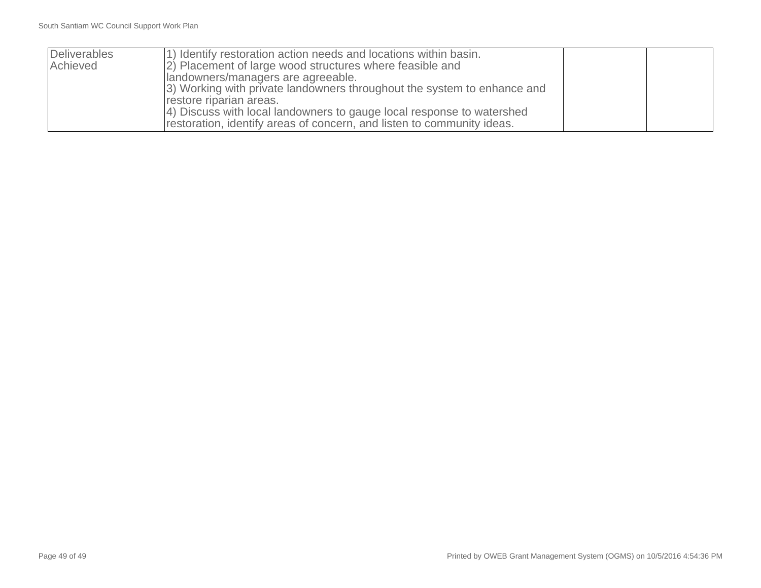| | | | |
|---|---|---|---|
| Deliverables Achieved | 1) Identify restoration action needs and locations within basin.<br>2) Placement of large wood structures where feasible and landowners/managers are agreeable.<br>3) Working with private landowners throughout the system to enhance and restore riparian areas.<br>4) Discuss with local landowners to gauge local response to watershed restoration, identify areas of concern, and listen to community ideas. | | |